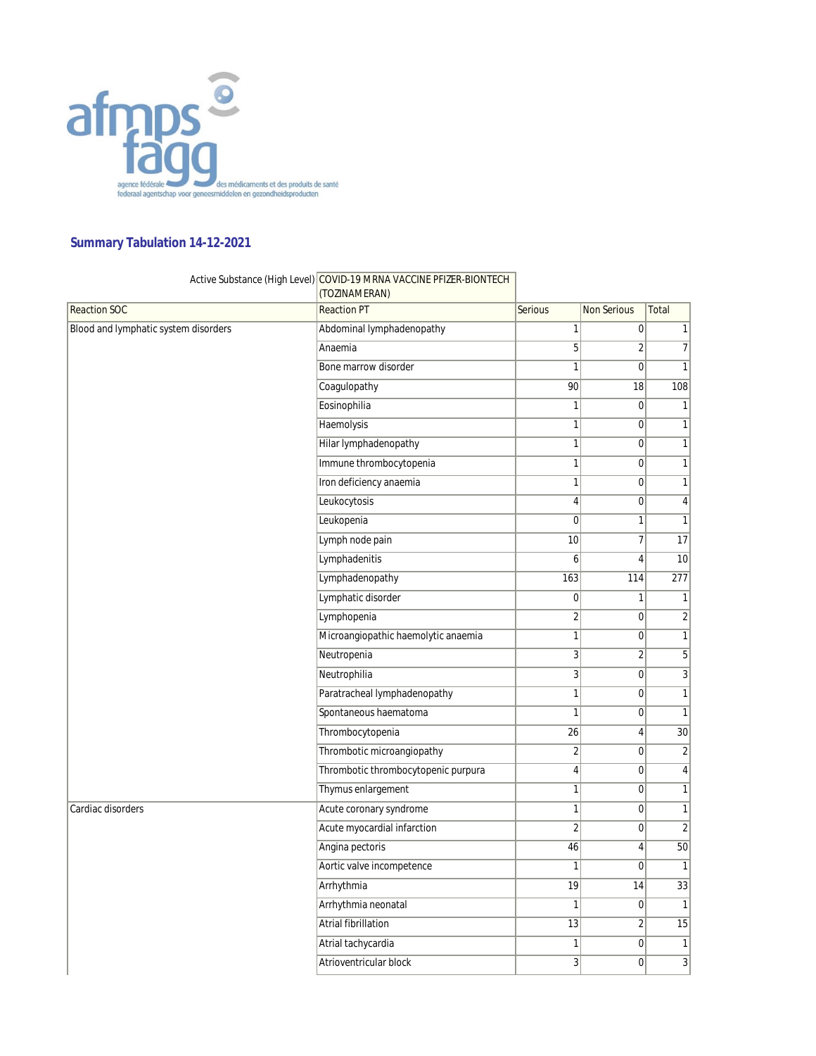afmps fagg

agence fédérale des médicaments et des produits de santé
federaal agentschap voor geneesmiddelen en gezondheidsproducten

## Summary Tabulation 14-12-2021

| | Active Substance (High Level) | COVID-19 MRNA VACCINE PFIZER-BIONTECH (TOZINAMERAN) | | |
|---|---|---|---|---|
| **Reaction SOC** | **Reaction PT** | **Serious** | **Non Serious** | **Total** |
| Blood and lymphatic system disorders | Abdominal lymphadenopathy | 1 | 0 | 1 |
| | Anaemia | 5 | 2 | 7 |
| | Bone marrow disorder | 1 | 0 | 1 |
| | Coagulopathy | 90 | 18 | 108 |
| | Eosinophilia | 1 | 0 | 1 |
| | Haemolysis | 1 | 0 | 1 |
| | Hilar lymphadenopathy | 1 | 0 | 1 |
| | Immune thrombocytopenia | 1 | 0 | 1 |
| | Iron deficiency anaemia | 1 | 0 | 1 |
| | Leukocytosis | 4 | 0 | 4 |
| | Leukopenia | 0 | 1 | 1 |
| | Lymph node pain | 10 | 7 | 17 |
| | Lymphadenitis | 6 | 4 | 10 |
| | Lymphadenopathy | 163 | 114 | 277 |
| | Lymphatic disorder | 0 | 1 | 1 |
| | Lymphopenia | 2 | 0 | 2 |
| | Microangiopathic haemolytic anaemia | 1 | 0 | 1 |
| | Neutropenia | 3 | 2 | 5 |
| | Neutrophilia | 3 | 0 | 3 |
| | Paratracheal lymphadenopathy | 1 | 0 | 1 |
| | Spontaneous haematoma | 1 | 0 | 1 |
| | Thrombocytopenia | 26 | 4 | 30 |
| | Thrombotic microangiopathy | 2 | 0 | 2 |
| | Thrombotic thrombocytopenic purpura | 4 | 0 | 4 |
| | Thymus enlargement | 1 | 0 | 1 |
| Cardiac disorders | Acute coronary syndrome | 1 | 0 | 1 |
| | Acute myocardial infarction | 2 | 0 | 2 |
| | Angina pectoris | 46 | 4 | 50 |
| | Aortic valve incompetence | 1 | 0 | 1 |
| | Arrhythmia | 19 | 14 | 33 |
| | Arrhythmia neonatal | 1 | 0 | 1 |
| | Atrial fibrillation | 13 | 2 | 15 |
| | Atrial tachycardia | 1 | 0 | 1 |
| | Atrioventricular block | 3 | 0 | 3 |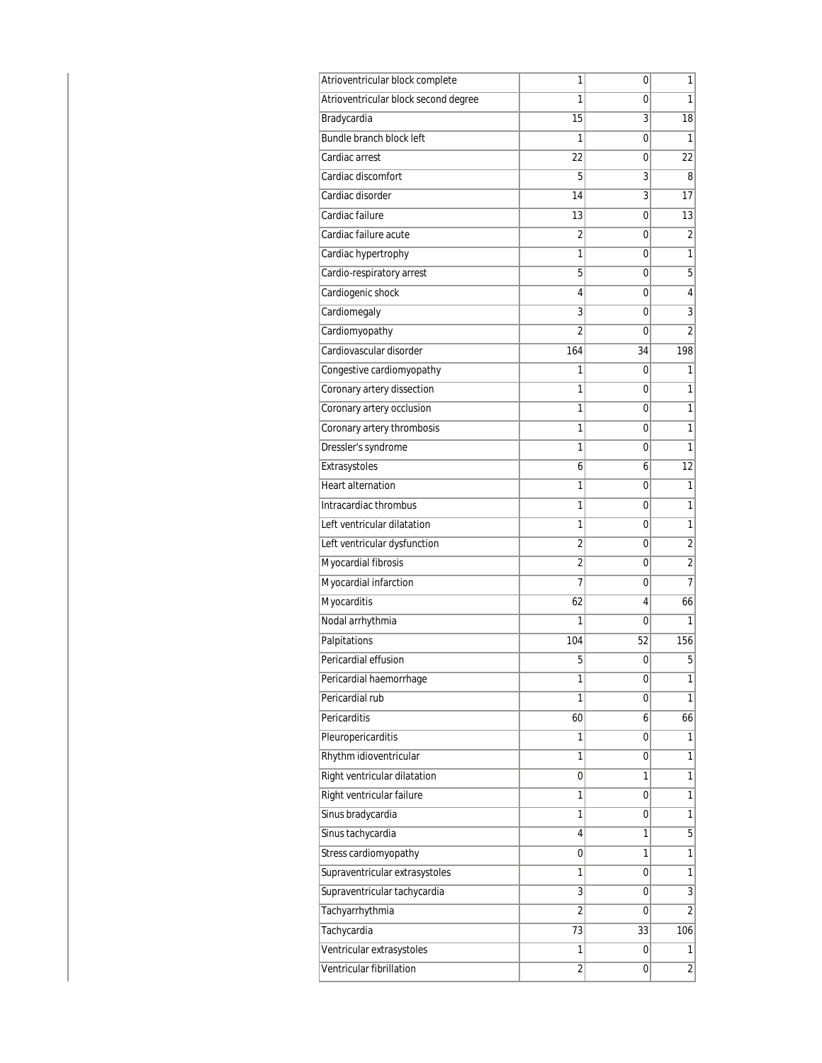| | | | |
|---|---|---|---|
| Atrioventricular block complete | 1 | 0 | 1 |
| Atrioventricular block second degree | 1 | 0 | 1 |
| Bradycardia | 15 | 3 | 18 |
| Bundle branch block left | 1 | 0 | 1 |
| Cardiac arrest | 22 | 0 | 22 |
| Cardiac discomfort | 5 | 3 | 8 |
| Cardiac disorder | 14 | 3 | 17 |
| Cardiac failure | 13 | 0 | 13 |
| Cardiac failure acute | 2 | 0 | 2 |
| Cardiac hypertrophy | 1 | 0 | 1 |
| Cardio-respiratory arrest | 5 | 0 | 5 |
| Cardiogenic shock | 4 | 0 | 4 |
| Cardiomegaly | 3 | 0 | 3 |
| Cardiomyopathy | 2 | 0 | 2 |
| Cardiovascular disorder | 164 | 34 | 198 |
| Congestive cardiomyopathy | 1 | 0 | 1 |
| Coronary artery dissection | 1 | 0 | 1 |
| Coronary artery occlusion | 1 | 0 | 1 |
| Coronary artery thrombosis | 1 | 0 | 1 |
| Dressler's syndrome | 1 | 0 | 1 |
| Extrasystoles | 6 | 6 | 12 |
| Heart alternation | 1 | 0 | 1 |
| Intracardiac thrombus | 1 | 0 | 1 |
| Left ventricular dilatation | 1 | 0 | 1 |
| Left ventricular dysfunction | 2 | 0 | 2 |
| Myocardial fibrosis | 2 | 0 | 2 |
| Myocardial infarction | 7 | 0 | 7 |
| Myocarditis | 62 | 4 | 66 |
| Nodal arrhythmia | 1 | 0 | 1 |
| Palpitations | 104 | 52 | 156 |
| Pericardial effusion | 5 | 0 | 5 |
| Pericardial haemorrhage | 1 | 0 | 1 |
| Pericardial rub | 1 | 0 | 1 |
| Pericarditis | 60 | 6 | 66 |
| Pleuropericarditis | 1 | 0 | 1 |
| Rhythm idioventricular | 1 | 0 | 1 |
| Right ventricular dilatation | 0 | 1 | 1 |
| Right ventricular failure | 1 | 0 | 1 |
| Sinus bradycardia | 1 | 0 | 1 |
| Sinus tachycardia | 4 | 1 | 5 |
| Stress cardiomyopathy | 0 | 1 | 1 |
| Supraventricular extrasystoles | 1 | 0 | 1 |
| Supraventricular tachycardia | 3 | 0 | 3 |
| Tachyarrhythmia | 2 | 0 | 2 |
| Tachycardia | 73 | 33 | 106 |
| Ventricular extrasystoles | 1 | 0 | 1 |
| Ventricular fibrillation | 2 | 0 | 2 |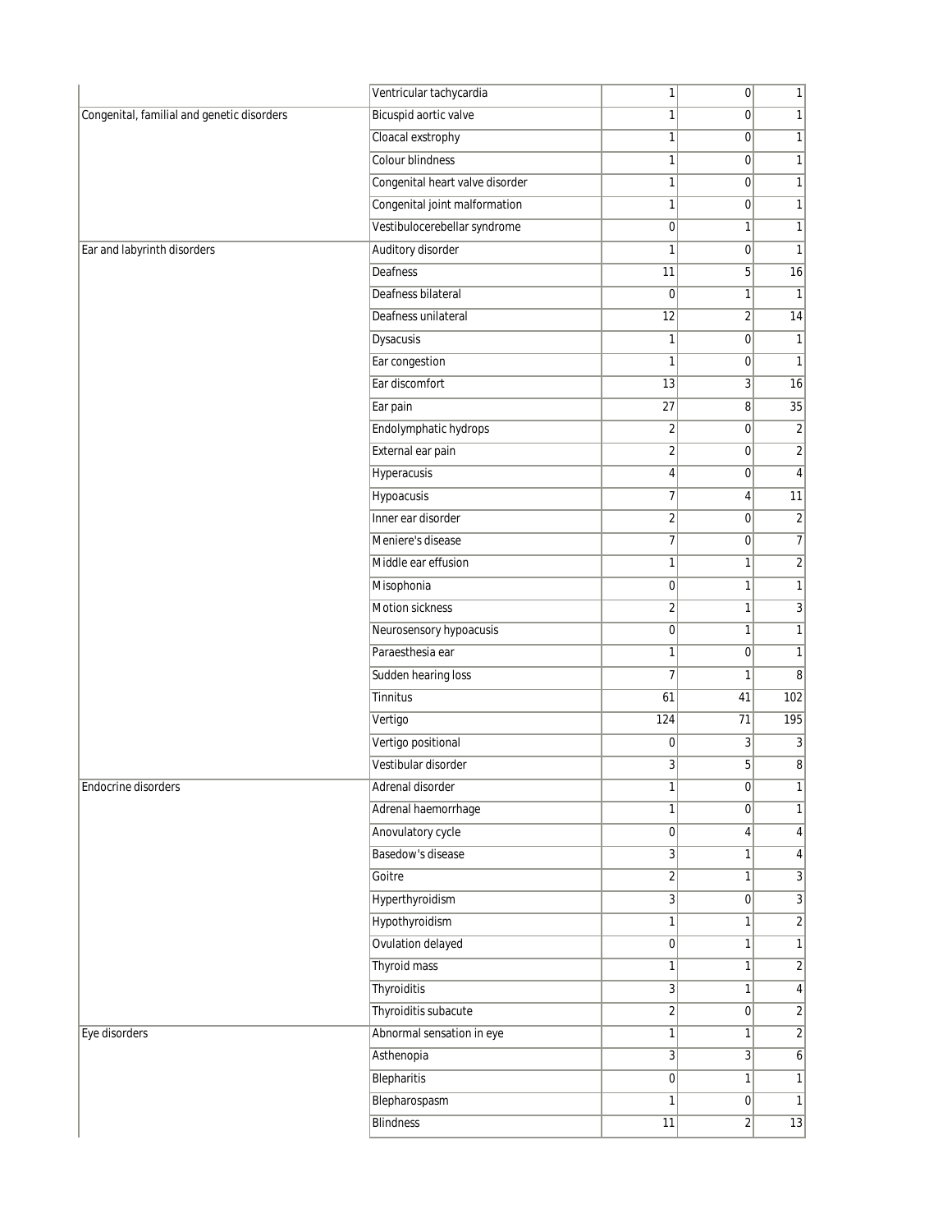| | | | | |
|---|---|---|---|---|
| | Ventricular tachycardia | 1 | 0 | 1 |
| Congenital, familial and genetic disorders | Bicuspid aortic valve | 1 | 0 | 1 |
| | Cloacal exstrophy | 1 | 0 | 1 |
| | Colour blindness | 1 | 0 | 1 |
| | Congenital heart valve disorder | 1 | 0 | 1 |
| | Congenital joint malformation | 1 | 0 | 1 |
| | Vestibulocerebellar syndrome | 0 | 1 | 1 |
| Ear and labyrinth disorders | Auditory disorder | 1 | 0 | 1 |
| | Deafness | 11 | 5 | 16 |
| | Deafness bilateral | 0 | 1 | 1 |
| | Deafness unilateral | 12 | 2 | 14 |
| | Dysacusis | 1 | 0 | 1 |
| | Ear congestion | 1 | 0 | 1 |
| | Ear discomfort | 13 | 3 | 16 |
| | Ear pain | 27 | 8 | 35 |
| | Endolymphatic hydrops | 2 | 0 | 2 |
| | External ear pain | 2 | 0 | 2 |
| | Hyperacusis | 4 | 0 | 4 |
| | Hypoacusis | 7 | 4 | 11 |
| | Inner ear disorder | 2 | 0 | 2 |
| | Meniere's disease | 7 | 0 | 7 |
| | Middle ear effusion | 1 | 1 | 2 |
| | Misophonia | 0 | 1 | 1 |
| | Motion sickness | 2 | 1 | 3 |
| | Neurosensory hypoacusis | 0 | 1 | 1 |
| | Paraesthesia ear | 1 | 0 | 1 |
| | Sudden hearing loss | 7 | 1 | 8 |
| | Tinnitus | 61 | 41 | 102 |
| | Vertigo | 124 | 71 | 195 |
| | Vertigo positional | 0 | 3 | 3 |
| | Vestibular disorder | 3 | 5 | 8 |
| Endocrine disorders | Adrenal disorder | 1 | 0 | 1 |
| | Adrenal haemorrhage | 1 | 0 | 1 |
| | Anovulatory cycle | 0 | 4 | 4 |
| | Basedow's disease | 3 | 1 | 4 |
| | Goitre | 2 | 1 | 3 |
| | Hyperthyroidism | 3 | 0 | 3 |
| | Hypothyroidism | 1 | 1 | 2 |
| | Ovulation delayed | 0 | 1 | 1 |
| | Thyroid mass | 1 | 1 | 2 |
| | Thyroiditis | 3 | 1 | 4 |
| | Thyroiditis subacute | 2 | 0 | 2 |
| Eye disorders | Abnormal sensation in eye | 1 | 1 | 2 |
| | Asthenopia | 3 | 3 | 6 |
| | Blepharitis | 0 | 1 | 1 |
| | Blepharospasm | 1 | 0 | 1 |
| | Blindness | 11 | 2 | 13 |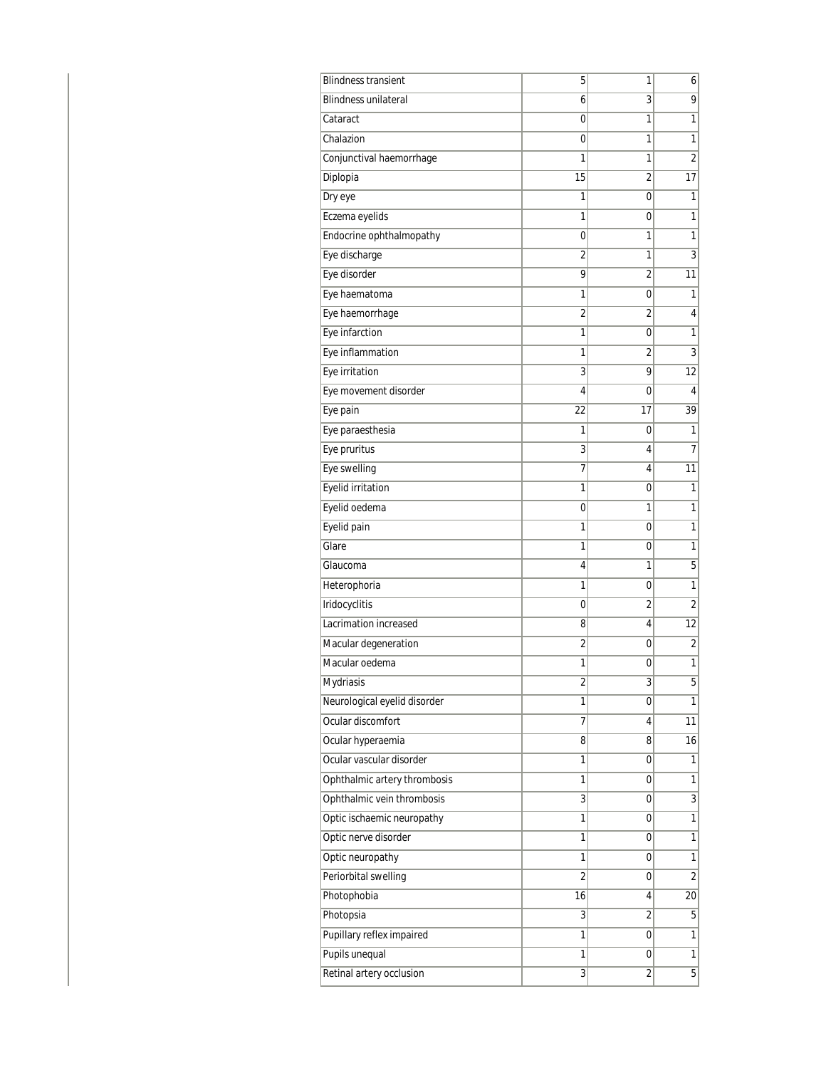| | | | |
|---|---|---|---|
| Blindness transient | 5 | 1 | 6 |
| Blindness unilateral | 6 | 3 | 9 |
| Cataract | 0 | 1 | 1 |
| Chalazion | 0 | 1 | 1 |
| Conjunctival haemorrhage | 1 | 1 | 2 |
| Diplopia | 15 | 2 | 17 |
| Dry eye | 1 | 0 | 1 |
| Eczema eyelids | 1 | 0 | 1 |
| Endocrine ophthalmopathy | 0 | 1 | 1 |
| Eye discharge | 2 | 1 | 3 |
| Eye disorder | 9 | 2 | 11 |
| Eye haematoma | 1 | 0 | 1 |
| Eye haemorrhage | 2 | 2 | 4 |
| Eye infarction | 1 | 0 | 1 |
| Eye inflammation | 1 | 2 | 3 |
| Eye irritation | 3 | 9 | 12 |
| Eye movement disorder | 4 | 0 | 4 |
| Eye pain | 22 | 17 | 39 |
| Eye paraesthesia | 1 | 0 | 1 |
| Eye pruritus | 3 | 4 | 7 |
| Eye swelling | 7 | 4 | 11 |
| Eyelid irritation | 1 | 0 | 1 |
| Eyelid oedema | 0 | 1 | 1 |
| Eyelid pain | 1 | 0 | 1 |
| Glare | 1 | 0 | 1 |
| Glaucoma | 4 | 1 | 5 |
| Heterophoria | 1 | 0 | 1 |
| Iridocyclitis | 0 | 2 | 2 |
| Lacrimation increased | 8 | 4 | 12 |
| Macular degeneration | 2 | 0 | 2 |
| Macular oedema | 1 | 0 | 1 |
| Mydriasis | 2 | 3 | 5 |
| Neurological eyelid disorder | 1 | 0 | 1 |
| Ocular discomfort | 7 | 4 | 11 |
| Ocular hyperaemia | 8 | 8 | 16 |
| Ocular vascular disorder | 1 | 0 | 1 |
| Ophthalmic artery thrombosis | 1 | 0 | 1 |
| Ophthalmic vein thrombosis | 3 | 0 | 3 |
| Optic ischaemic neuropathy | 1 | 0 | 1 |
| Optic nerve disorder | 1 | 0 | 1 |
| Optic neuropathy | 1 | 0 | 1 |
| Periorbital swelling | 2 | 0 | 2 |
| Photophobia | 16 | 4 | 20 |
| Photopsia | 3 | 2 | 5 |
| Pupillary reflex impaired | 1 | 0 | 1 |
| Pupils unequal | 1 | 0 | 1 |
| Retinal artery occlusion | 3 | 2 | 5 |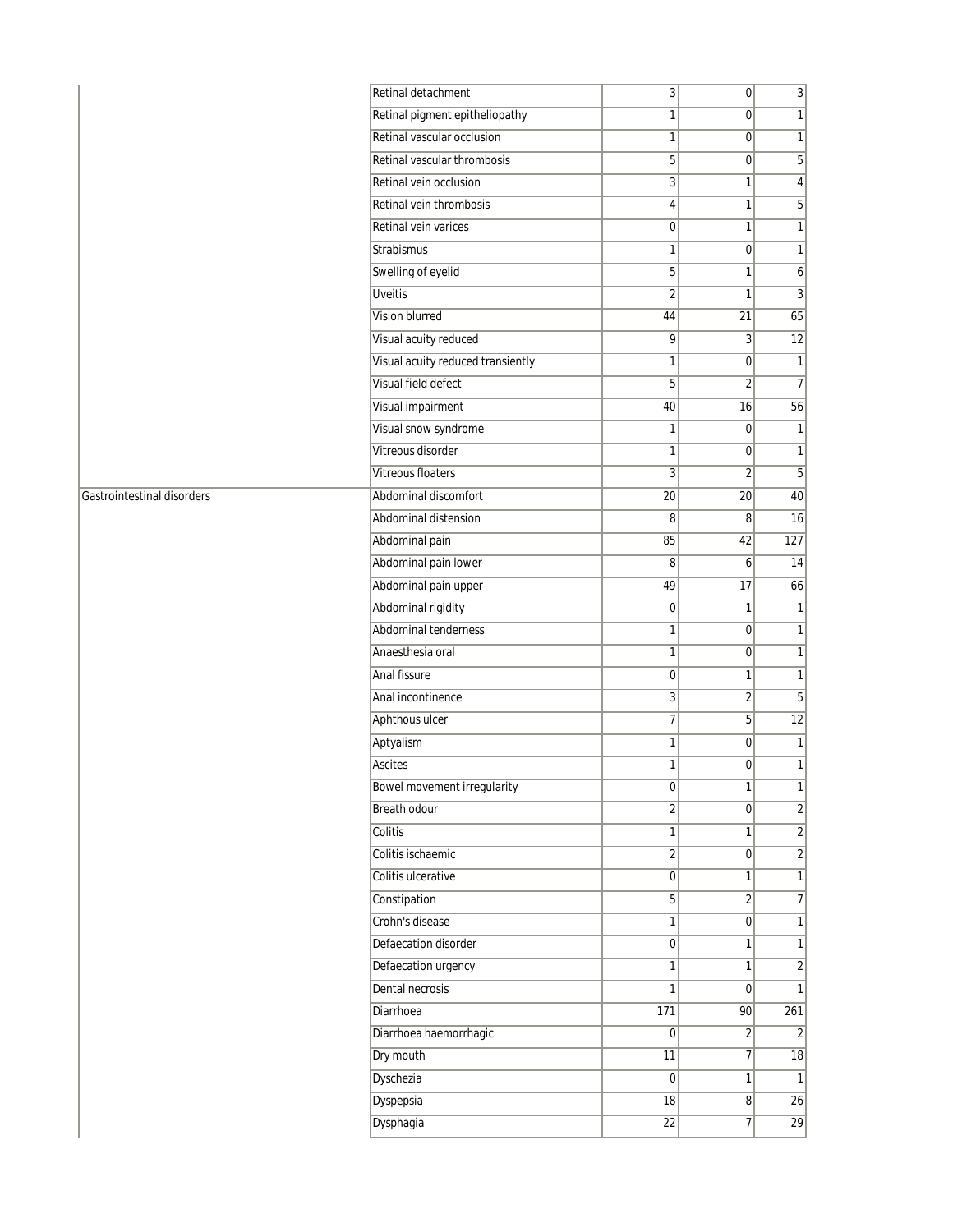| | | | | |
|---|---|---|---|---|
| | Retinal detachment | 3 | 0 | 3 |
| | Retinal pigment epitheliopathy | 1 | 0 | 1 |
| | Retinal vascular occlusion | 1 | 0 | 1 |
| | Retinal vascular thrombosis | 5 | 0 | 5 |
| | Retinal vein occlusion | 3 | 1 | 4 |
| | Retinal vein thrombosis | 4 | 1 | 5 |
| | Retinal vein varices | 0 | 1 | 1 |
| | Strabismus | 1 | 0 | 1 |
| | Swelling of eyelid | 5 | 1 | 6 |
| | Uveitis | 2 | 1 | 3 |
| | Vision blurred | 44 | 21 | 65 |
| | Visual acuity reduced | 9 | 3 | 12 |
| | Visual acuity reduced transiently | 1 | 0 | 1 |
| | Visual field defect | 5 | 2 | 7 |
| | Visual impairment | 40 | 16 | 56 |
| | Visual snow syndrome | 1 | 0 | 1 |
| | Vitreous disorder | 1 | 0 | 1 |
| | Vitreous floaters | 3 | 2 | 5 |
| Gastrointestinal disorders | Abdominal discomfort | 20 | 20 | 40 |
| | Abdominal distension | 8 | 8 | 16 |
| | Abdominal pain | 85 | 42 | 127 |
| | Abdominal pain lower | 8 | 6 | 14 |
| | Abdominal pain upper | 49 | 17 | 66 |
| | Abdominal rigidity | 0 | 1 | 1 |
| | Abdominal tenderness | 1 | 0 | 1 |
| | Anaesthesia oral | 1 | 0 | 1 |
| | Anal fissure | 0 | 1 | 1 |
| | Anal incontinence | 3 | 2 | 5 |
| | Aphthous ulcer | 7 | 5 | 12 |
| | Aptyalism | 1 | 0 | 1 |
| | Ascites | 1 | 0 | 1 |
| | Bowel movement irregularity | 0 | 1 | 1 |
| | Breath odour | 2 | 0 | 2 |
| | Colitis | 1 | 1 | 2 |
| | Colitis ischaemic | 2 | 0 | 2 |
| | Colitis ulcerative | 0 | 1 | 1 |
| | Constipation | 5 | 2 | 7 |
| | Crohn's disease | 1 | 0 | 1 |
| | Defaecation disorder | 0 | 1 | 1 |
| | Defaecation urgency | 1 | 1 | 2 |
| | Dental necrosis | 1 | 0 | 1 |
| | Diarrhoea | 171 | 90 | 261 |
| | Diarrhoea haemorrhagic | 0 | 2 | 2 |
| | Dry mouth | 11 | 7 | 18 |
| | Dyschezia | 0 | 1 | 1 |
| | Dyspepsia | 18 | 8 | 26 |
| | Dysphagia | 22 | 7 | 29 |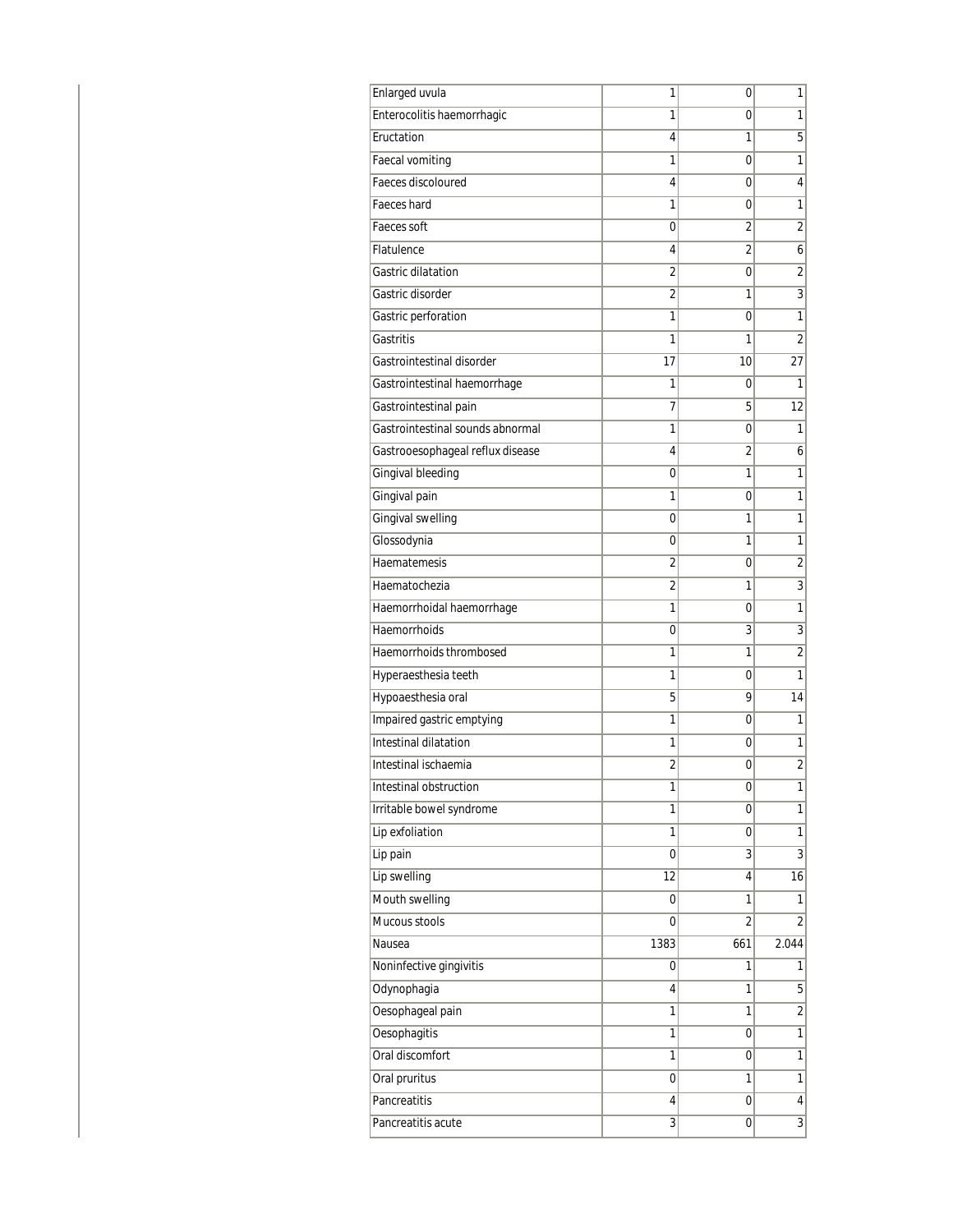| | | | |
|---|---|---|---|
| Enlarged uvula | 1 | 0 | 1 |
| Enterocolitis haemorrhagic | 1 | 0 | 1 |
| Eructation | 4 | 1 | 5 |
| Faecal vomiting | 1 | 0 | 1 |
| Faeces discoloured | 4 | 0 | 4 |
| Faeces hard | 1 | 0 | 1 |
| Faeces soft | 0 | 2 | 2 |
| Flatulence | 4 | 2 | 6 |
| Gastric dilatation | 2 | 0 | 2 |
| Gastric disorder | 2 | 1 | 3 |
| Gastric perforation | 1 | 0 | 1 |
| Gastritis | 1 | 1 | 2 |
| Gastrointestinal disorder | 17 | 10 | 27 |
| Gastrointestinal haemorrhage | 1 | 0 | 1 |
| Gastrointestinal pain | 7 | 5 | 12 |
| Gastrointestinal sounds abnormal | 1 | 0 | 1 |
| Gastrooesophageal reflux disease | 4 | 2 | 6 |
| Gingival bleeding | 0 | 1 | 1 |
| Gingival pain | 1 | 0 | 1 |
| Gingival swelling | 0 | 1 | 1 |
| Glossodynia | 0 | 1 | 1 |
| Haematemesis | 2 | 0 | 2 |
| Haematochezia | 2 | 1 | 3 |
| Haemorrhoidal haemorrhage | 1 | 0 | 1 |
| Haemorrhoids | 0 | 3 | 3 |
| Haemorrhoids thrombosed | 1 | 1 | 2 |
| Hyperaesthesia teeth | 1 | 0 | 1 |
| Hypoaesthesia oral | 5 | 9 | 14 |
| Impaired gastric emptying | 1 | 0 | 1 |
| Intestinal dilatation | 1 | 0 | 1 |
| Intestinal ischaemia | 2 | 0 | 2 |
| Intestinal obstruction | 1 | 0 | 1 |
| Irritable bowel syndrome | 1 | 0 | 1 |
| Lip exfoliation | 1 | 0 | 1 |
| Lip pain | 0 | 3 | 3 |
| Lip swelling | 12 | 4 | 16 |
| Mouth swelling | 0 | 1 | 1 |
| Mucous stools | 0 | 2 | 2 |
| Nausea | 1383 | 661 | 2.044 |
| Noninfective gingivitis | 0 | 1 | 1 |
| Odynophagia | 4 | 1 | 5 |
| Oesophageal pain | 1 | 1 | 2 |
| Oesophagitis | 1 | 0 | 1 |
| Oral discomfort | 1 | 0 | 1 |
| Oral pruritus | 0 | 1 | 1 |
| Pancreatitis | 4 | 0 | 4 |
| Pancreatitis acute | 3 | 0 | 3 |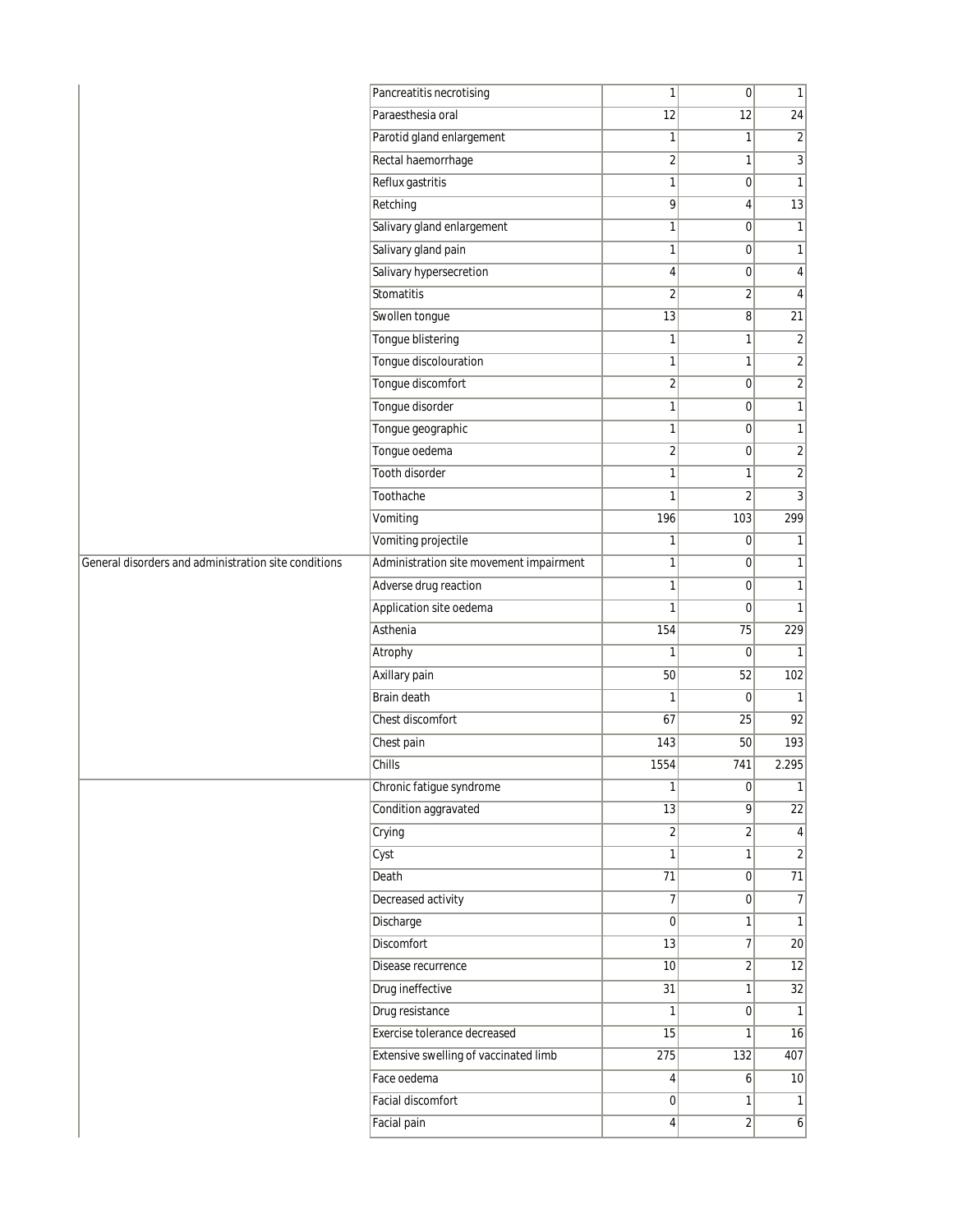| | | | | |
|---|---|---|---|---|
| | Pancreatitis necrotising | 1 | 0 | 1 |
| | Paraesthesia oral | 12 | 12 | 24 |
| | Parotid gland enlargement | 1 | 1 | 2 |
| | Rectal haemorrhage | 2 | 1 | 3 |
| | Reflux gastritis | 1 | 0 | 1 |
| | Retching | 9 | 4 | 13 |
| | Salivary gland enlargement | 1 | 0 | 1 |
| | Salivary gland pain | 1 | 0 | 1 |
| | Salivary hypersecretion | 4 | 0 | 4 |
| | Stomatitis | 2 | 2 | 4 |
| | Swollen tongue | 13 | 8 | 21 |
| | Tongue blistering | 1 | 1 | 2 |
| | Tongue discolouration | 1 | 1 | 2 |
| | Tongue discomfort | 2 | 0 | 2 |
| | Tongue disorder | 1 | 0 | 1 |
| | Tongue geographic | 1 | 0 | 1 |
| | Tongue oedema | 2 | 0 | 2 |
| | Tooth disorder | 1 | 1 | 2 |
| | Toothache | 1 | 2 | 3 |
| | Vomiting | 196 | 103 | 299 |
| | Vomiting projectile | 1 | 0 | 1 |
| General disorders and administration site conditions | Administration site movement impairment | 1 | 0 | 1 |
| | Adverse drug reaction | 1 | 0 | 1 |
| | Application site oedema | 1 | 0 | 1 |
| | Asthenia | 154 | 75 | 229 |
| | Atrophy | 1 | 0 | 1 |
| | Axillary pain | 50 | 52 | 102 |
| | Brain death | 1 | 0 | 1 |
| | Chest discomfort | 67 | 25 | 92 |
| | Chest pain | 143 | 50 | 193 |
| | Chills | 1554 | 741 | 2.295 |
| | Chronic fatigue syndrome | 1 | 0 | 1 |
| | Condition aggravated | 13 | 9 | 22 |
| | Crying | 2 | 2 | 4 |
| | Cyst | 1 | 1 | 2 |
| | Death | 71 | 0 | 71 |
| | Decreased activity | 7 | 0 | 7 |
| | Discharge | 0 | 1 | 1 |
| | Discomfort | 13 | 7 | 20 |
| | Disease recurrence | 10 | 2 | 12 |
| | Drug ineffective | 31 | 1 | 32 |
| | Drug resistance | 1 | 0 | 1 |
| | Exercise tolerance decreased | 15 | 1 | 16 |
| | Extensive swelling of vaccinated limb | 275 | 132 | 407 |
| | Face oedema | 4 | 6 | 10 |
| | Facial discomfort | 0 | 1 | 1 |
| | Facial pain | 4 | 2 | 6 |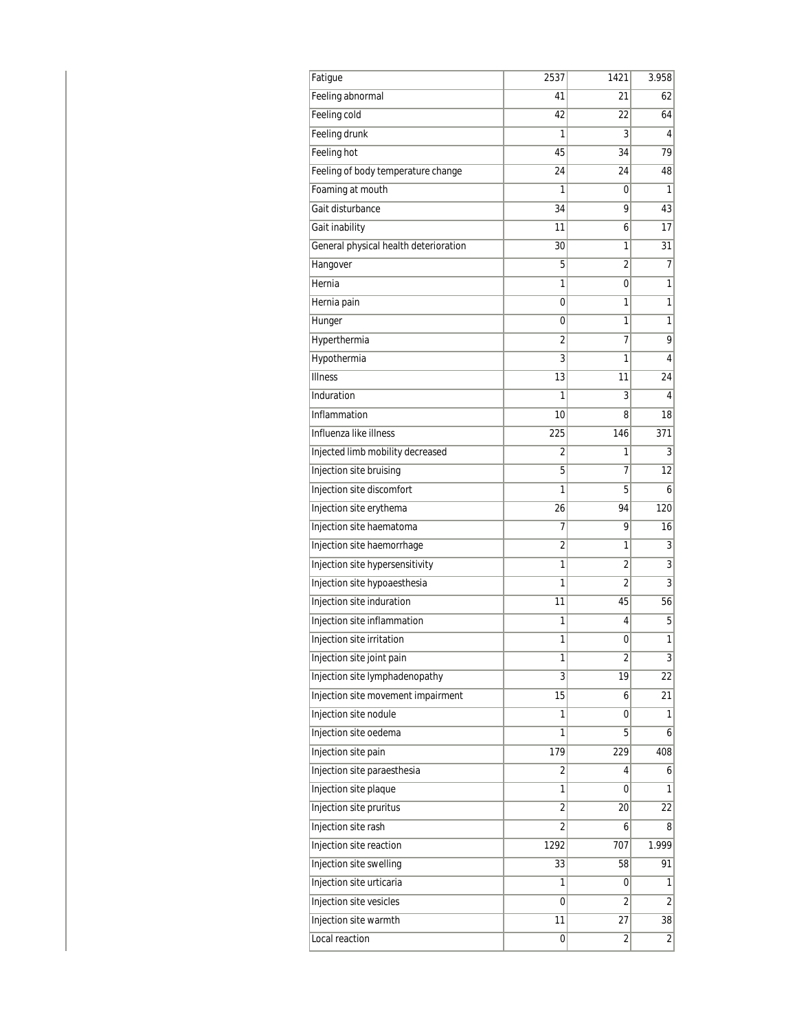| Fatigue | 2537 | 1421 | 3.958 |
|---|---|---|---|
| Feeling abnormal | 41 | 21 | 62 |
| Feeling cold | 42 | 22 | 64 |
| Feeling drunk | 1 | 3 | 4 |
| Feeling hot | 45 | 34 | 79 |
| Feeling of body temperature change | 24 | 24 | 48 |
| Foaming at mouth | 1 | 0 | 1 |
| Gait disturbance | 34 | 9 | 43 |
| Gait inability | 11 | 6 | 17 |
| General physical health deterioration | 30 | 1 | 31 |
| Hangover | 5 | 2 | 7 |
| Hernia | 1 | 0 | 1 |
| Hernia pain | 0 | 1 | 1 |
| Hunger | 0 | 1 | 1 |
| Hyperthermia | 2 | 7 | 9 |
| Hypothermia | 3 | 1 | 4 |
| Illness | 13 | 11 | 24 |
| Induration | 1 | 3 | 4 |
| Inflammation | 10 | 8 | 18 |
| Influenza like illness | 225 | 146 | 371 |
| Injected limb mobility decreased | 2 | 1 | 3 |
| Injection site bruising | 5 | 7 | 12 |
| Injection site discomfort | 1 | 5 | 6 |
| Injection site erythema | 26 | 94 | 120 |
| Injection site haematoma | 7 | 9 | 16 |
| Injection site haemorrhage | 2 | 1 | 3 |
| Injection site hypersensitivity | 1 | 2 | 3 |
| Injection site hypoaesthesia | 1 | 2 | 3 |
| Injection site induration | 11 | 45 | 56 |
| Injection site inflammation | 1 | 4 | 5 |
| Injection site irritation | 1 | 0 | 1 |
| Injection site joint pain | 1 | 2 | 3 |
| Injection site lymphadenopathy | 3 | 19 | 22 |
| Injection site movement impairment | 15 | 6 | 21 |
| Injection site nodule | 1 | 0 | 1 |
| Injection site oedema | 1 | 5 | 6 |
| Injection site pain | 179 | 229 | 408 |
| Injection site paraesthesia | 2 | 4 | 6 |
| Injection site plaque | 1 | 0 | 1 |
| Injection site pruritus | 2 | 20 | 22 |
| Injection site rash | 2 | 6 | 8 |
| Injection site reaction | 1292 | 707 | 1.999 |
| Injection site swelling | 33 | 58 | 91 |
| Injection site urticaria | 1 | 0 | 1 |
| Injection site vesicles | 0 | 2 | 2 |
| Injection site warmth | 11 | 27 | 38 |
| Local reaction | 0 | 2 | 2 |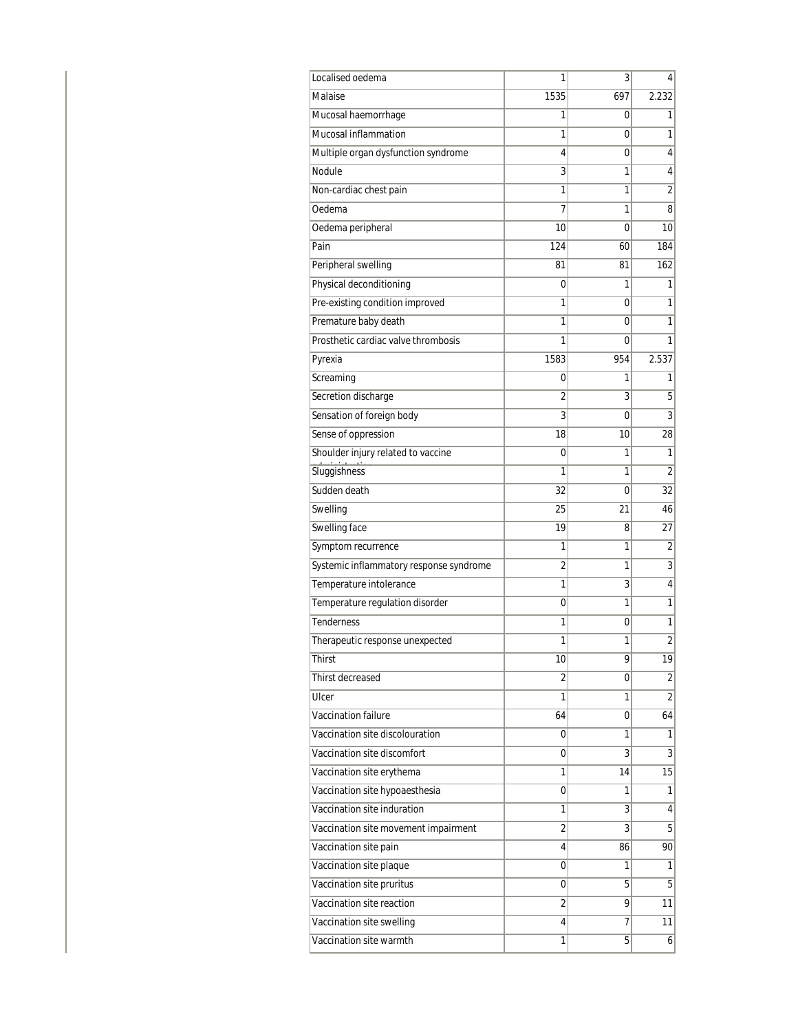| | | | |
|---|---|---|---|
| Localised oedema | 1 | 3 | 4 |
| Malaise | 1535 | 697 | 2.232 |
| Mucosal haemorrhage | 1 | 0 | 1 |
| Mucosal inflammation | 1 | 0 | 1 |
| Multiple organ dysfunction syndrome | 4 | 0 | 4 |
| Nodule | 3 | 1 | 4 |
| Non-cardiac chest pain | 1 | 1 | 2 |
| Oedema | 7 | 1 | 8 |
| Oedema peripheral | 10 | 0 | 10 |
| Pain | 124 | 60 | 184 |
| Peripheral swelling | 81 | 81 | 162 |
| Physical deconditioning | 0 | 1 | 1 |
| Pre-existing condition improved | 1 | 0 | 1 |
| Premature baby death | 1 | 0 | 1 |
| Prosthetic cardiac valve thrombosis | 1 | 0 | 1 |
| Pyrexia | 1583 | 954 | 2.537 |
| Screaming | 0 | 1 | 1 |
| Secretion discharge | 2 | 3 | 5 |
| Sensation of foreign body | 3 | 0 | 3 |
| Sense of oppression | 18 | 10 | 28 |
| Shoulder injury related to vaccine administration | 0 | 1 | 1 |
| Sluggishness | 1 | 1 | 2 |
| Sudden death | 32 | 0 | 32 |
| Swelling | 25 | 21 | 46 |
| Swelling face | 19 | 8 | 27 |
| Symptom recurrence | 1 | 1 | 2 |
| Systemic inflammatory response syndrome | 2 | 1 | 3 |
| Temperature intolerance | 1 | 3 | 4 |
| Temperature regulation disorder | 0 | 1 | 1 |
| Tenderness | 1 | 0 | 1 |
| Therapeutic response unexpected | 1 | 1 | 2 |
| Thirst | 10 | 9 | 19 |
| Thirst decreased | 2 | 0 | 2 |
| Ulcer | 1 | 1 | 2 |
| Vaccination failure | 64 | 0 | 64 |
| Vaccination site discolouration | 0 | 1 | 1 |
| Vaccination site discomfort | 0 | 3 | 3 |
| Vaccination site erythema | 1 | 14 | 15 |
| Vaccination site hypoaesthesia | 0 | 1 | 1 |
| Vaccination site induration | 1 | 3 | 4 |
| Vaccination site movement impairment | 2 | 3 | 5 |
| Vaccination site pain | 4 | 86 | 90 |
| Vaccination site plaque | 0 | 1 | 1 |
| Vaccination site pruritus | 0 | 5 | 5 |
| Vaccination site reaction | 2 | 9 | 11 |
| Vaccination site swelling | 4 | 7 | 11 |
| Vaccination site warmth | 1 | 5 | 6 |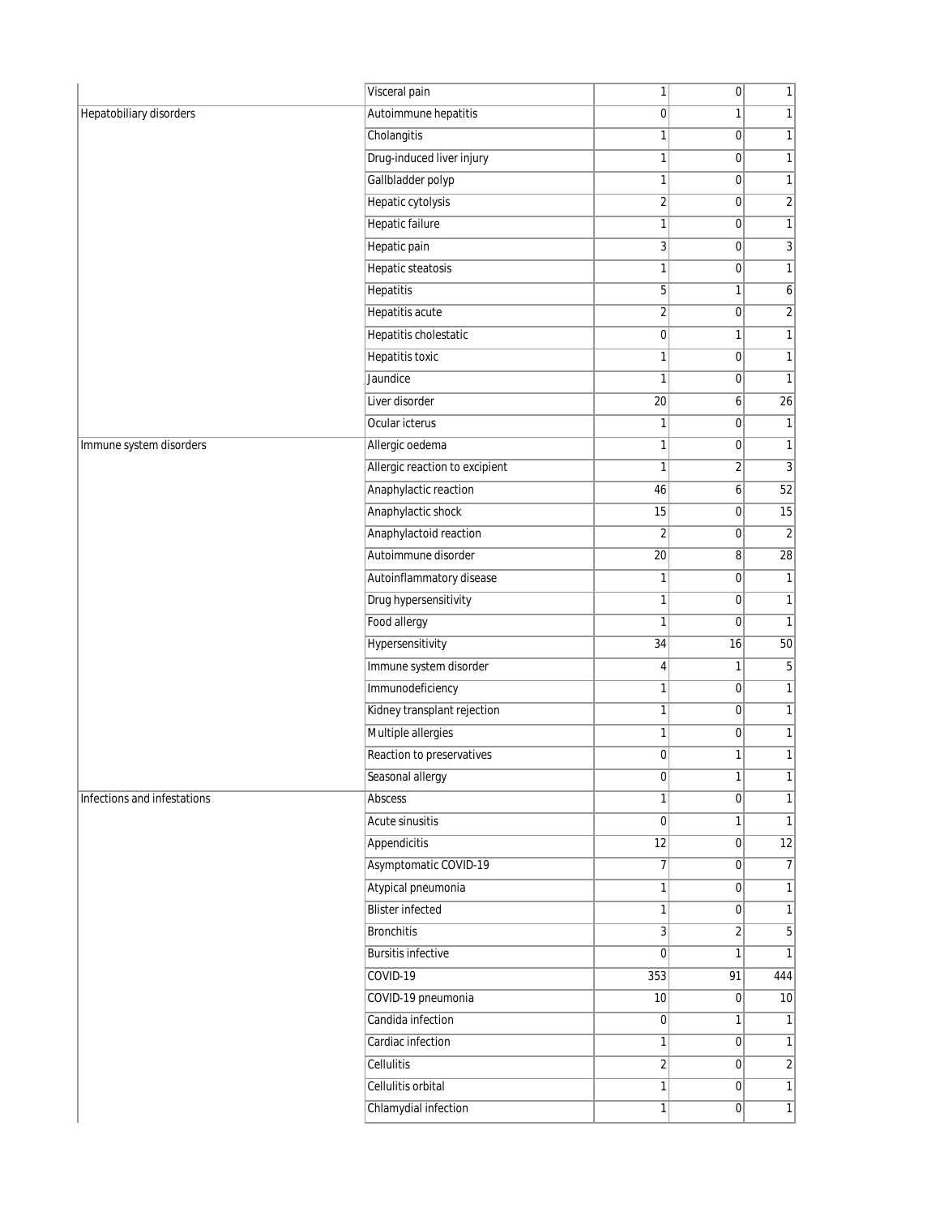| | | | | |
|---|---|---|---|---|
| | Visceral pain | 1 | 0 | 1 |
| Hepatobiliary disorders | Autoimmune hepatitis | 0 | 1 | 1 |
| | Cholangitis | 1 | 0 | 1 |
| | Drug-induced liver injury | 1 | 0 | 1 |
| | Gallbladder polyp | 1 | 0 | 1 |
| | Hepatic cytolysis | 2 | 0 | 2 |
| | Hepatic failure | 1 | 0 | 1 |
| | Hepatic pain | 3 | 0 | 3 |
| | Hepatic steatosis | 1 | 0 | 1 |
| | Hepatitis | 5 | 1 | 6 |
| | Hepatitis acute | 2 | 0 | 2 |
| | Hepatitis cholestatic | 0 | 1 | 1 |
| | Hepatitis toxic | 1 | 0 | 1 |
| | Jaundice | 1 | 0 | 1 |
| | Liver disorder | 20 | 6 | 26 |
| | Ocular icterus | 1 | 0 | 1 |
| Immune system disorders | Allergic oedema | 1 | 0 | 1 |
| | Allergic reaction to excipient | 1 | 2 | 3 |
| | Anaphylactic reaction | 46 | 6 | 52 |
| | Anaphylactic shock | 15 | 0 | 15 |
| | Anaphylactoid reaction | 2 | 0 | 2 |
| | Autoimmune disorder | 20 | 8 | 28 |
| | Autoinflammatory disease | 1 | 0 | 1 |
| | Drug hypersensitivity | 1 | 0 | 1 |
| | Food allergy | 1 | 0 | 1 |
| | Hypersensitivity | 34 | 16 | 50 |
| | Immune system disorder | 4 | 1 | 5 |
| | Immunodeficiency | 1 | 0 | 1 |
| | Kidney transplant rejection | 1 | 0 | 1 |
| | Multiple allergies | 1 | 0 | 1 |
| | Reaction to preservatives | 0 | 1 | 1 |
| | Seasonal allergy | 0 | 1 | 1 |
| Infections and infestations | Abscess | 1 | 0 | 1 |
| | Acute sinusitis | 0 | 1 | 1 |
| | Appendicitis | 12 | 0 | 12 |
| | Asymptomatic COVID-19 | 7 | 0 | 7 |
| | Atypical pneumonia | 1 | 0 | 1 |
| | Blister infected | 1 | 0 | 1 |
| | Bronchitis | 3 | 2 | 5 |
| | Bursitis infective | 0 | 1 | 1 |
| | COVID-19 | 353 | 91 | 444 |
| | COVID-19 pneumonia | 10 | 0 | 10 |
| | Candida infection | 0 | 1 | 1 |
| | Cardiac infection | 1 | 0 | 1 |
| | Cellulitis | 2 | 0 | 2 |
| | Cellulitis orbital | 1 | 0 | 1 |
| | Chlamydial infection | 1 | 0 | 1 |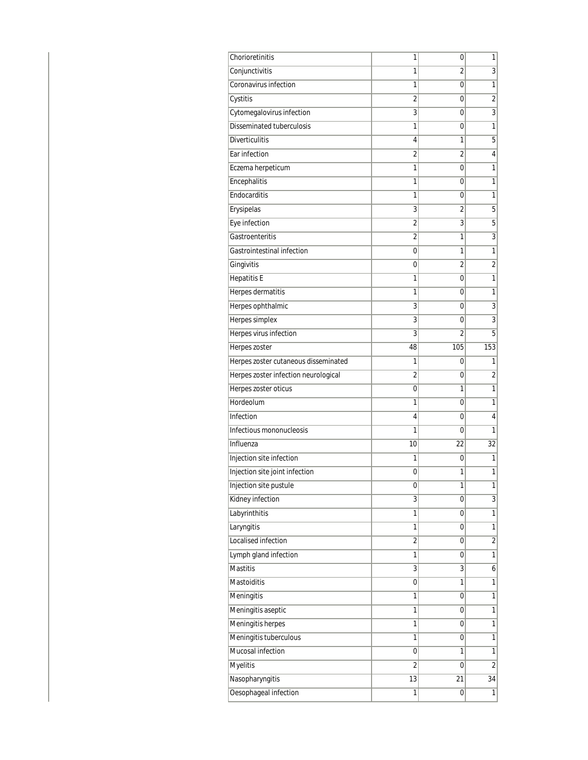| | | | |
|---|---|---|---|
| Chorioretinitis | 1 | 0 | 1 |
| Conjunctivitis | 1 | 2 | 3 |
| Coronavirus infection | 1 | 0 | 1 |
| Cystitis | 2 | 0 | 2 |
| Cytomegalovirus infection | 3 | 0 | 3 |
| Disseminated tuberculosis | 1 | 0 | 1 |
| Diverticulitis | 4 | 1 | 5 |
| Ear infection | 2 | 2 | 4 |
| Eczema herpeticum | 1 | 0 | 1 |
| Encephalitis | 1 | 0 | 1 |
| Endocarditis | 1 | 0 | 1 |
| Erysipelas | 3 | 2 | 5 |
| Eye infection | 2 | 3 | 5 |
| Gastroenteritis | 2 | 1 | 3 |
| Gastrointestinal infection | 0 | 1 | 1 |
| Gingivitis | 0 | 2 | 2 |
| Hepatitis E | 1 | 0 | 1 |
| Herpes dermatitis | 1 | 0 | 1 |
| Herpes ophthalmic | 3 | 0 | 3 |
| Herpes simplex | 3 | 0 | 3 |
| Herpes virus infection | 3 | 2 | 5 |
| Herpes zoster | 48 | 105 | 153 |
| Herpes zoster cutaneous disseminated | 1 | 0 | 1 |
| Herpes zoster infection neurological | 2 | 0 | 2 |
| Herpes zoster oticus | 0 | 1 | 1 |
| Hordeolum | 1 | 0 | 1 |
| Infection | 4 | 0 | 4 |
| Infectious mononucleosis | 1 | 0 | 1 |
| Influenza | 10 | 22 | 32 |
| Injection site infection | 1 | 0 | 1 |
| Injection site joint infection | 0 | 1 | 1 |
| Injection site pustule | 0 | 1 | 1 |
| Kidney infection | 3 | 0 | 3 |
| Labyrinthitis | 1 | 0 | 1 |
| Laryngitis | 1 | 0 | 1 |
| Localised infection | 2 | 0 | 2 |
| Lymph gland infection | 1 | 0 | 1 |
| Mastitis | 3 | 3 | 6 |
| Mastoiditis | 0 | 1 | 1 |
| Meningitis | 1 | 0 | 1 |
| Meningitis aseptic | 1 | 0 | 1 |
| Meningitis herpes | 1 | 0 | 1 |
| Meningitis tuberculous | 1 | 0 | 1 |
| Mucosal infection | 0 | 1 | 1 |
| Myelitis | 2 | 0 | 2 |
| Nasopharyngitis | 13 | 21 | 34 |
| Oesophageal infection | 1 | 0 | 1 |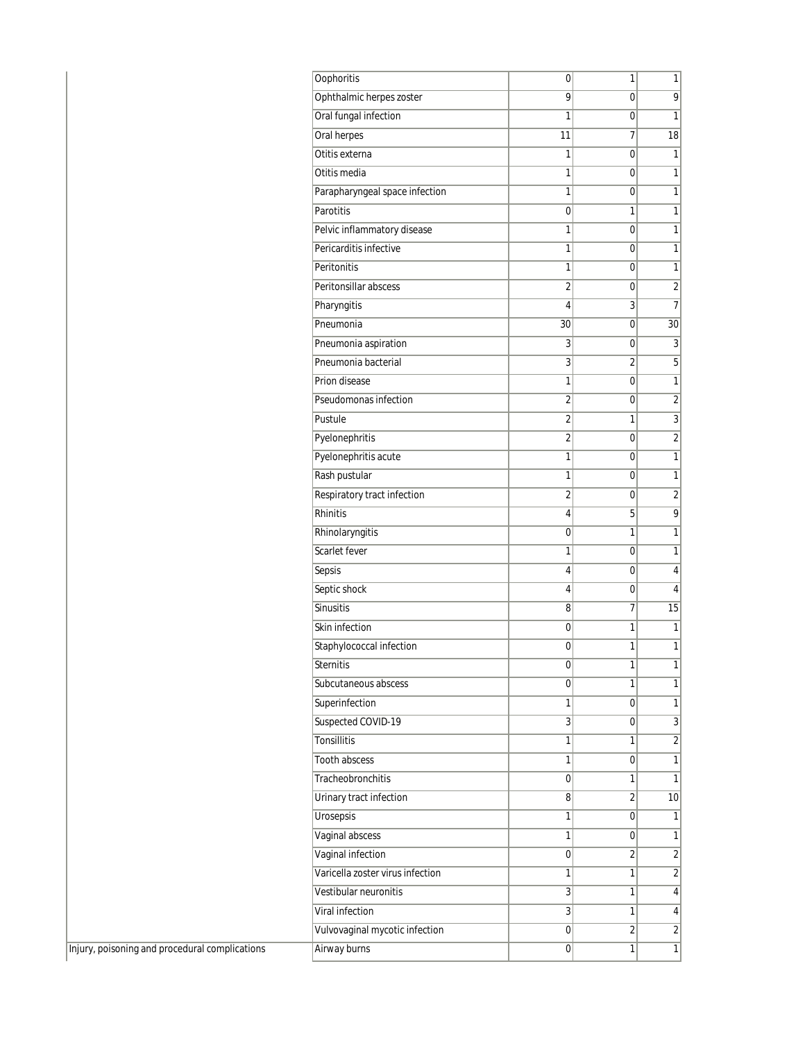| | | | | |
|---|---|---|---|---|
| | Oophoritis | 0 | 1 | 1 |
| | Ophthalmic herpes zoster | 9 | 0 | 9 |
| | Oral fungal infection | 1 | 0 | 1 |
| | Oral herpes | 11 | 7 | 18 |
| | Otitis externa | 1 | 0 | 1 |
| | Otitis media | 1 | 0 | 1 |
| | Parapharyngeal space infection | 1 | 0 | 1 |
| | Parotitis | 0 | 1 | 1 |
| | Pelvic inflammatory disease | 1 | 0 | 1 |
| | Pericarditis infective | 1 | 0 | 1 |
| | Peritonitis | 1 | 0 | 1 |
| | Peritonsillar abscess | 2 | 0 | 2 |
| | Pharyngitis | 4 | 3 | 7 |
| | Pneumonia | 30 | 0 | 30 |
| | Pneumonia aspiration | 3 | 0 | 3 |
| | Pneumonia bacterial | 3 | 2 | 5 |
| | Prion disease | 1 | 0 | 1 |
| | Pseudomonas infection | 2 | 0 | 2 |
| | Pustule | 2 | 1 | 3 |
| | Pyelonephritis | 2 | 0 | 2 |
| | Pyelonephritis acute | 1 | 0 | 1 |
| | Rash pustular | 1 | 0 | 1 |
| | Respiratory tract infection | 2 | 0 | 2 |
| | Rhinitis | 4 | 5 | 9 |
| | Rhinolaryngitis | 0 | 1 | 1 |
| | Scarlet fever | 1 | 0 | 1 |
| | Sepsis | 4 | 0 | 4 |
| | Septic shock | 4 | 0 | 4 |
| | Sinusitis | 8 | 7 | 15 |
| | Skin infection | 0 | 1 | 1 |
| | Staphylococcal infection | 0 | 1 | 1 |
| | Sternitis | 0 | 1 | 1 |
| | Subcutaneous abscess | 0 | 1 | 1 |
| | Superinfection | 1 | 0 | 1 |
| | Suspected COVID-19 | 3 | 0 | 3 |
| | Tonsillitis | 1 | 1 | 2 |
| | Tooth abscess | 1 | 0 | 1 |
| | Tracheobronchitis | 0 | 1 | 1 |
| | Urinary tract infection | 8 | 2 | 10 |
| | Urosepsis | 1 | 0 | 1 |
| | Vaginal abscess | 1 | 0 | 1 |
| | Vaginal infection | 0 | 2 | 2 |
| | Varicella zoster virus infection | 1 | 1 | 2 |
| | Vestibular neuronitis | 3 | 1 | 4 |
| | Viral infection | 3 | 1 | 4 |
| | Vulvovaginal mycotic infection | 0 | 2 | 2 |
| Injury, poisoning and procedural complications | Airway burns | 0 | 1 | 1 |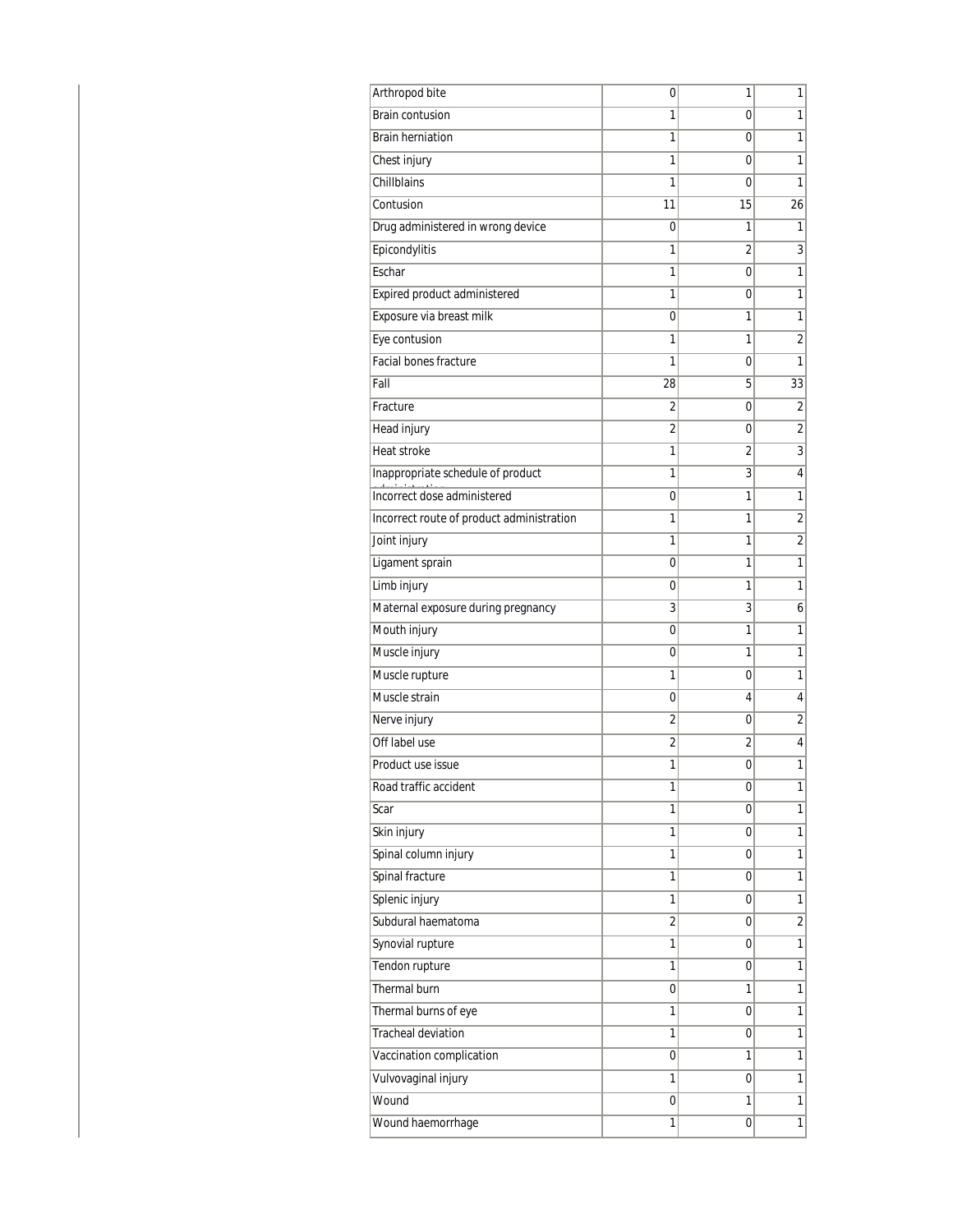| | | | |
|---|---|---|---|
| Arthropod bite | 0 | 1 | 1 |
| Brain contusion | 1 | 0 | 1 |
| Brain herniation | 1 | 0 | 1 |
| Chest injury | 1 | 0 | 1 |
| Chillblains | 1 | 0 | 1 |
| Contusion | 11 | 15 | 26 |
| Drug administered in wrong device | 0 | 1 | 1 |
| Epicondylitis | 1 | 2 | 3 |
| Eschar | 1 | 0 | 1 |
| Expired product administered | 1 | 0 | 1 |
| Exposure via breast milk | 0 | 1 | 1 |
| Eye contusion | 1 | 1 | 2 |
| Facial bones fracture | 1 | 0 | 1 |
| Fall | 28 | 5 | 33 |
| Fracture | 2 | 0 | 2 |
| Head injury | 2 | 0 | 2 |
| Heat stroke | 1 | 2 | 3 |
| Inappropriate schedule of product administration | 1 | 3 | 4 |
| Incorrect dose administered | 0 | 1 | 1 |
| Incorrect route of product administration | 1 | 1 | 2 |
| Joint injury | 1 | 1 | 2 |
| Ligament sprain | 0 | 1 | 1 |
| Limb injury | 0 | 1 | 1 |
| Maternal exposure during pregnancy | 3 | 3 | 6 |
| Mouth injury | 0 | 1 | 1 |
| Muscle injury | 0 | 1 | 1 |
| Muscle rupture | 1 | 0 | 1 |
| Muscle strain | 0 | 4 | 4 |
| Nerve injury | 2 | 0 | 2 |
| Off label use | 2 | 2 | 4 |
| Product use issue | 1 | 0 | 1 |
| Road traffic accident | 1 | 0 | 1 |
| Scar | 1 | 0 | 1 |
| Skin injury | 1 | 0 | 1 |
| Spinal column injury | 1 | 0 | 1 |
| Spinal fracture | 1 | 0 | 1 |
| Splenic injury | 1 | 0 | 1 |
| Subdural haematoma | 2 | 0 | 2 |
| Synovial rupture | 1 | 0 | 1 |
| Tendon rupture | 1 | 0 | 1 |
| Thermal burn | 0 | 1 | 1 |
| Thermal burns of eye | 1 | 0 | 1 |
| Tracheal deviation | 1 | 0 | 1 |
| Vaccination complication | 0 | 1 | 1 |
| Vulvovaginal injury | 1 | 0 | 1 |
| Wound | 0 | 1 | 1 |
| Wound haemorrhage | 1 | 0 | 1 |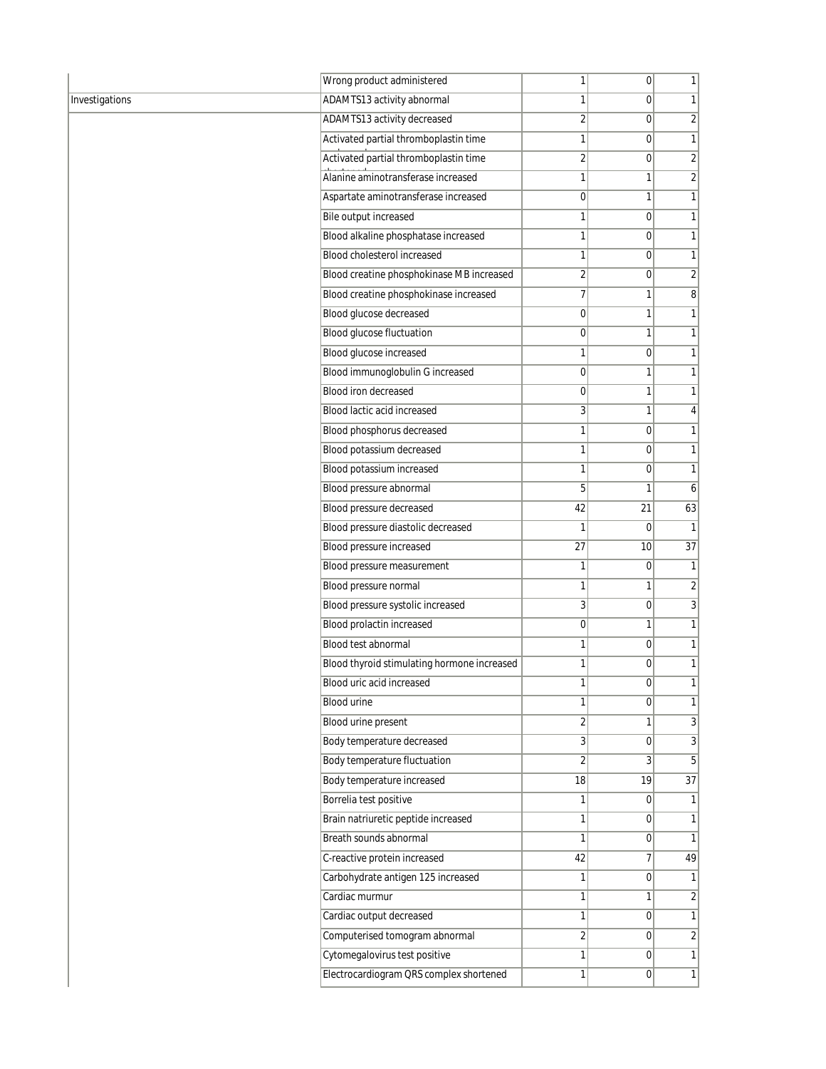| | | | | |
|---|---|---|---|---|
| | Wrong product administered | 1 | 0 | 1 |
| Investigations | ADAMTS13 activity abnormal | 1 | 0 | 1 |
| | ADAMTS13 activity decreased | 2 | 0 | 2 |
| | Activated partial thromboplastin time | 1 | 0 | 1 |
| | Activated partial thromboplastin time | 2 | 0 | 2 |
| | Alanine aminotransferase increased | 1 | 1 | 2 |
| | Aspartate aminotransferase increased | 0 | 1 | 1 |
| | Bile output increased | 1 | 0 | 1 |
| | Blood alkaline phosphatase increased | 1 | 0 | 1 |
| | Blood cholesterol increased | 1 | 0 | 1 |
| | Blood creatine phosphokinase MB increased | 2 | 0 | 2 |
| | Blood creatine phosphokinase increased | 7 | 1 | 8 |
| | Blood glucose decreased | 0 | 1 | 1 |
| | Blood glucose fluctuation | 0 | 1 | 1 |
| | Blood glucose increased | 1 | 0 | 1 |
| | Blood immunoglobulin G increased | 0 | 1 | 1 |
| | Blood iron decreased | 0 | 1 | 1 |
| | Blood lactic acid increased | 3 | 1 | 4 |
| | Blood phosphorus decreased | 1 | 0 | 1 |
| | Blood potassium decreased | 1 | 0 | 1 |
| | Blood potassium increased | 1 | 0 | 1 |
| | Blood pressure abnormal | 5 | 1 | 6 |
| | Blood pressure decreased | 42 | 21 | 63 |
| | Blood pressure diastolic decreased | 1 | 0 | 1 |
| | Blood pressure increased | 27 | 10 | 37 |
| | Blood pressure measurement | 1 | 0 | 1 |
| | Blood pressure normal | 1 | 1 | 2 |
| | Blood pressure systolic increased | 3 | 0 | 3 |
| | Blood prolactin increased | 0 | 1 | 1 |
| | Blood test abnormal | 1 | 0 | 1 |
| | Blood thyroid stimulating hormone increased | 1 | 0 | 1 |
| | Blood uric acid increased | 1 | 0 | 1 |
| | Blood urine | 1 | 0 | 1 |
| | Blood urine present | 2 | 1 | 3 |
| | Body temperature decreased | 3 | 0 | 3 |
| | Body temperature fluctuation | 2 | 3 | 5 |
| | Body temperature increased | 18 | 19 | 37 |
| | Borrelia test positive | 1 | 0 | 1 |
| | Brain natriuretic peptide increased | 1 | 0 | 1 |
| | Breath sounds abnormal | 1 | 0 | 1 |
| | C-reactive protein increased | 42 | 7 | 49 |
| | Carbohydrate antigen 125 increased | 1 | 0 | 1 |
| | Cardiac murmur | 1 | 1 | 2 |
| | Cardiac output decreased | 1 | 0 | 1 |
| | Computerised tomogram abnormal | 2 | 0 | 2 |
| | Cytomegalovirus test positive | 1 | 0 | 1 |
| | Electrocardiogram QRS complex shortened | 1 | 0 | 1 |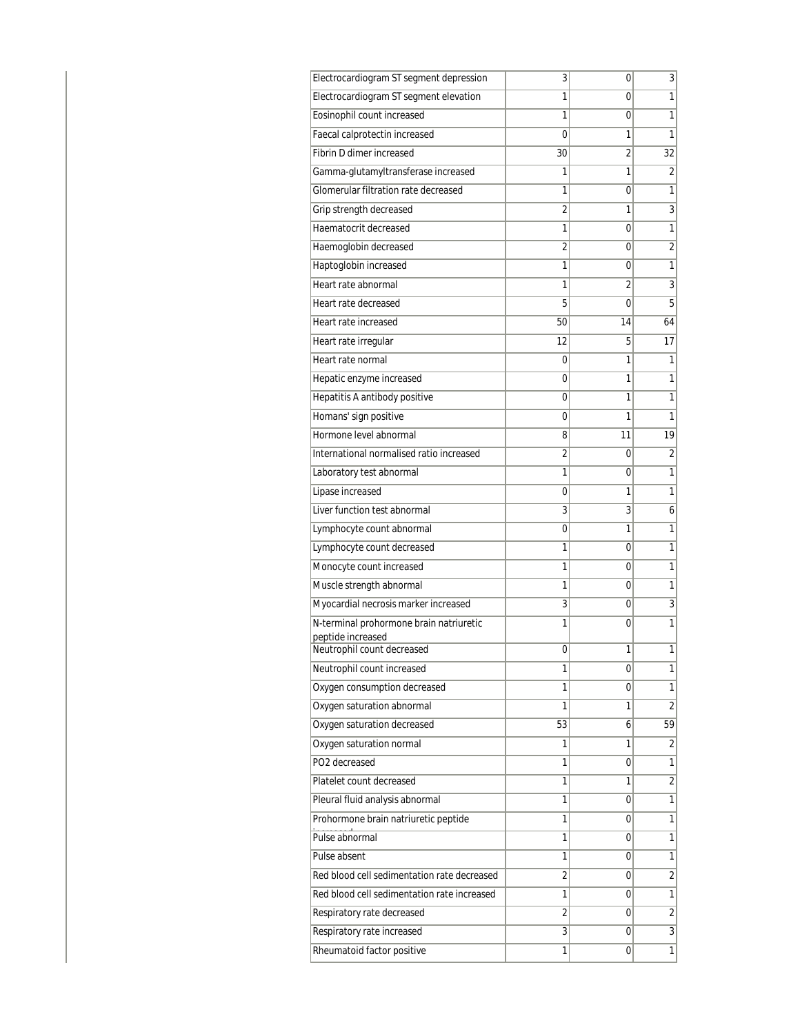| | | | |
|---|---|---|---|
| Electrocardiogram ST segment depression | 3 | 0 | 3 |
| Electrocardiogram ST segment elevation | 1 | 0 | 1 |
| Eosinophil count increased | 1 | 0 | 1 |
| Faecal calprotectin increased | 0 | 1 | 1 |
| Fibrin D dimer increased | 30 | 2 | 32 |
| Gamma-glutamyltransferase increased | 1 | 1 | 2 |
| Glomerular filtration rate decreased | 1 | 0 | 1 |
| Grip strength decreased | 2 | 1 | 3 |
| Haematocrit decreased | 1 | 0 | 1 |
| Haemoglobin decreased | 2 | 0 | 2 |
| Haptoglobin increased | 1 | 0 | 1 |
| Heart rate abnormal | 1 | 2 | 3 |
| Heart rate decreased | 5 | 0 | 5 |
| Heart rate increased | 50 | 14 | 64 |
| Heart rate irregular | 12 | 5 | 17 |
| Heart rate normal | 0 | 1 | 1 |
| Hepatic enzyme increased | 0 | 1 | 1 |
| Hepatitis A antibody positive | 0 | 1 | 1 |
| Homans' sign positive | 0 | 1 | 1 |
| Hormone level abnormal | 8 | 11 | 19 |
| International normalised ratio increased | 2 | 0 | 2 |
| Laboratory test abnormal | 1 | 0 | 1 |
| Lipase increased | 0 | 1 | 1 |
| Liver function test abnormal | 3 | 3 | 6 |
| Lymphocyte count abnormal | 0 | 1 | 1 |
| Lymphocyte count decreased | 1 | 0 | 1 |
| Monocyte count increased | 1 | 0 | 1 |
| Muscle strength abnormal | 1 | 0 | 1 |
| Myocardial necrosis marker increased | 3 | 0 | 3 |
| N-terminal prohormone brain natriuretic peptide increased | 1 | 0 | 1 |
| Neutrophil count decreased | 0 | 1 | 1 |
| Neutrophil count increased | 1 | 0 | 1 |
| Oxygen consumption decreased | 1 | 0 | 1 |
| Oxygen saturation abnormal | 1 | 1 | 2 |
| Oxygen saturation decreased | 53 | 6 | 59 |
| Oxygen saturation normal | 1 | 1 | 2 |
| PO2 decreased | 1 | 0 | 1 |
| Platelet count decreased | 1 | 1 | 2 |
| Pleural fluid analysis abnormal | 1 | 0 | 1 |
| Prohormone brain natriuretic peptide increased | 1 | 0 | 1 |
| Pulse abnormal | 1 | 0 | 1 |
| Pulse absent | 1 | 0 | 1 |
| Red blood cell sedimentation rate decreased | 2 | 0 | 2 |
| Red blood cell sedimentation rate increased | 1 | 0 | 1 |
| Respiratory rate decreased | 2 | 0 | 2 |
| Respiratory rate increased | 3 | 0 | 3 |
| Rheumatoid factor positive | 1 | 0 | 1 |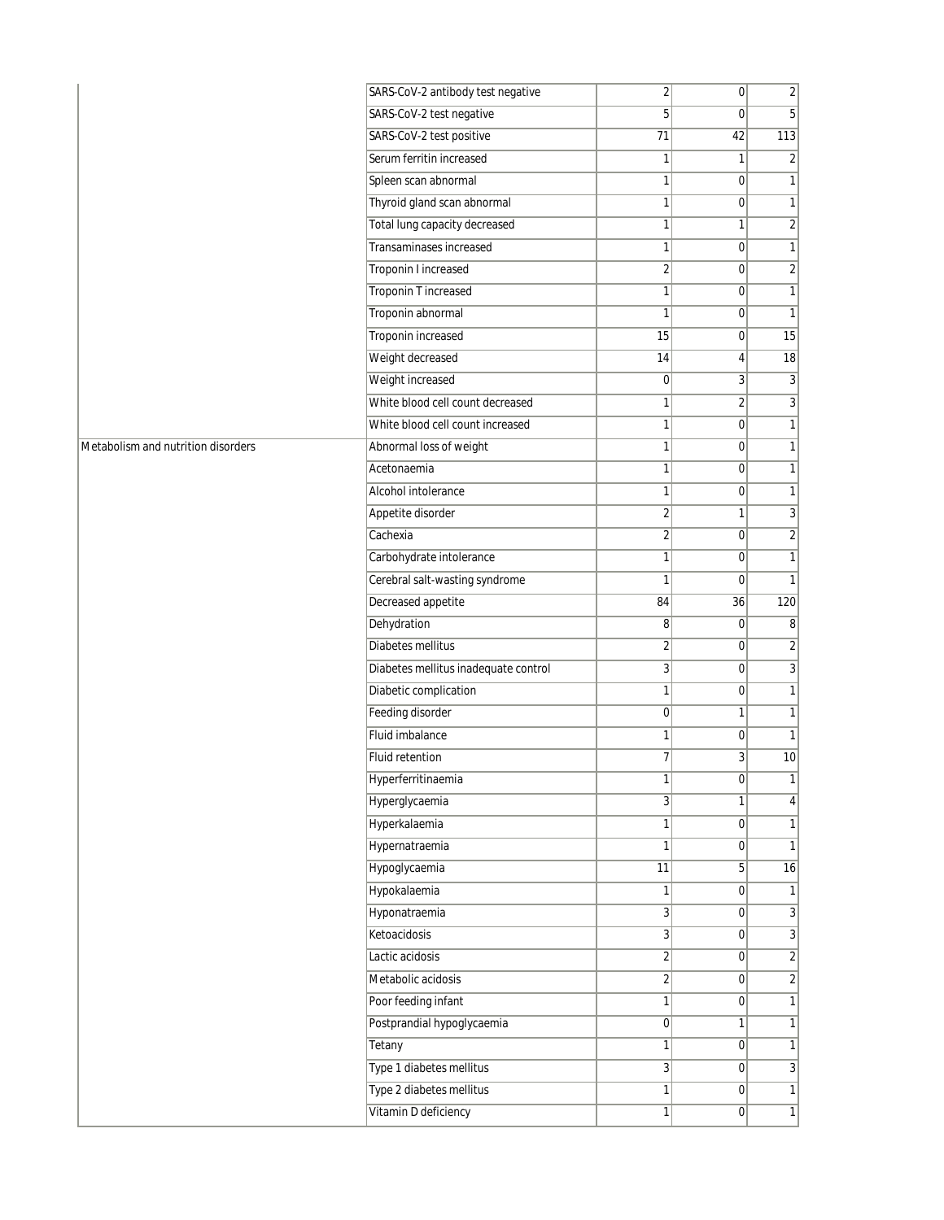| | | | | |
|---|---|---|---|---|
| | SARS-CoV-2 antibody test negative | 2 | 0 | 2 |
| | SARS-CoV-2 test negative | 5 | 0 | 5 |
| | SARS-CoV-2 test positive | 71 | 42 | 113 |
| | Serum ferritin increased | 1 | 1 | 2 |
| | Spleen scan abnormal | 1 | 0 | 1 |
| | Thyroid gland scan abnormal | 1 | 0 | 1 |
| | Total lung capacity decreased | 1 | 1 | 2 |
| | Transaminases increased | 1 | 0 | 1 |
| | Troponin I increased | 2 | 0 | 2 |
| | Troponin T increased | 1 | 0 | 1 |
| | Troponin abnormal | 1 | 0 | 1 |
| | Troponin increased | 15 | 0 | 15 |
| | Weight decreased | 14 | 4 | 18 |
| | Weight increased | 0 | 3 | 3 |
| | White blood cell count decreased | 1 | 2 | 3 |
| | White blood cell count increased | 1 | 0 | 1 |
| Metabolism and nutrition disorders | Abnormal loss of weight | 1 | 0 | 1 |
| | Acetonaemia | 1 | 0 | 1 |
| | Alcohol intolerance | 1 | 0 | 1 |
| | Appetite disorder | 2 | 1 | 3 |
| | Cachexia | 2 | 0 | 2 |
| | Carbohydrate intolerance | 1 | 0 | 1 |
| | Cerebral salt-wasting syndrome | 1 | 0 | 1 |
| | Decreased appetite | 84 | 36 | 120 |
| | Dehydration | 8 | 0 | 8 |
| | Diabetes mellitus | 2 | 0 | 2 |
| | Diabetes mellitus inadequate control | 3 | 0 | 3 |
| | Diabetic complication | 1 | 0 | 1 |
| | Feeding disorder | 0 | 1 | 1 |
| | Fluid imbalance | 1 | 0 | 1 |
| | Fluid retention | 7 | 3 | 10 |
| | Hyperferritinaemia | 1 | 0 | 1 |
| | Hyperglycaemia | 3 | 1 | 4 |
| | Hyperkalaemia | 1 | 0 | 1 |
| | Hypernatraemia | 1 | 0 | 1 |
| | Hypoglycaemia | 11 | 5 | 16 |
| | Hypokalaemia | 1 | 0 | 1 |
| | Hyponatraemia | 3 | 0 | 3 |
| | Ketoacidosis | 3 | 0 | 3 |
| | Lactic acidosis | 2 | 0 | 2 |
| | Metabolic acidosis | 2 | 0 | 2 |
| | Poor feeding infant | 1 | 0 | 1 |
| | Postprandial hypoglycaemia | 0 | 1 | 1 |
| | Tetany | 1 | 0 | 1 |
| | Type 1 diabetes mellitus | 3 | 0 | 3 |
| | Type 2 diabetes mellitus | 1 | 0 | 1 |
| | Vitamin D deficiency | 1 | 0 | 1 |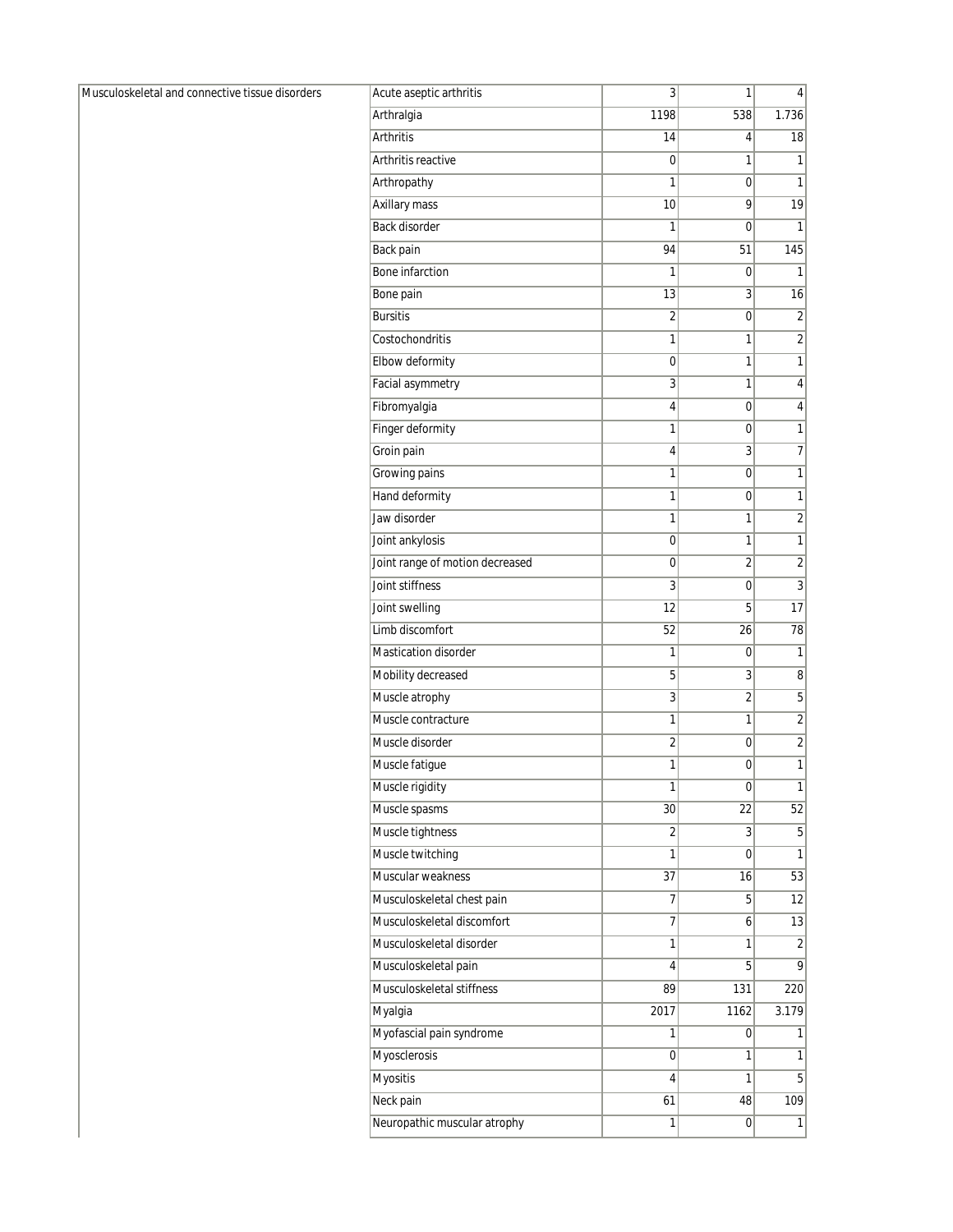| | | | | |
|---|---|---|---|---|
| Musculoskeletal and connective tissue disorders | Acute aseptic arthritis | 3 | 1 | 4 |
| | Arthralgia | 1198 | 538 | 1.736 |
| | Arthritis | 14 | 4 | 18 |
| | Arthritis reactive | 0 | 1 | 1 |
| | Arthropathy | 1 | 0 | 1 |
| | Axillary mass | 10 | 9 | 19 |
| | Back disorder | 1 | 0 | 1 |
| | Back pain | 94 | 51 | 145 |
| | Bone infarction | 1 | 0 | 1 |
| | Bone pain | 13 | 3 | 16 |
| | Bursitis | 2 | 0 | 2 |
| | Costochondritis | 1 | 1 | 2 |
| | Elbow deformity | 0 | 1 | 1 |
| | Facial asymmetry | 3 | 1 | 4 |
| | Fibromyalgia | 4 | 0 | 4 |
| | Finger deformity | 1 | 0 | 1 |
| | Groin pain | 4 | 3 | 7 |
| | Growing pains | 1 | 0 | 1 |
| | Hand deformity | 1 | 0 | 1 |
| | Jaw disorder | 1 | 1 | 2 |
| | Joint ankylosis | 0 | 1 | 1 |
| | Joint range of motion decreased | 0 | 2 | 2 |
| | Joint stiffness | 3 | 0 | 3 |
| | Joint swelling | 12 | 5 | 17 |
| | Limb discomfort | 52 | 26 | 78 |
| | Mastication disorder | 1 | 0 | 1 |
| | Mobility decreased | 5 | 3 | 8 |
| | Muscle atrophy | 3 | 2 | 5 |
| | Muscle contracture | 1 | 1 | 2 |
| | Muscle disorder | 2 | 0 | 2 |
| | Muscle fatigue | 1 | 0 | 1 |
| | Muscle rigidity | 1 | 0 | 1 |
| | Muscle spasms | 30 | 22 | 52 |
| | Muscle tightness | 2 | 3 | 5 |
| | Muscle twitching | 1 | 0 | 1 |
| | Muscular weakness | 37 | 16 | 53 |
| | Musculoskeletal chest pain | 7 | 5 | 12 |
| | Musculoskeletal discomfort | 7 | 6 | 13 |
| | Musculoskeletal disorder | 1 | 1 | 2 |
| | Musculoskeletal pain | 4 | 5 | 9 |
| | Musculoskeletal stiffness | 89 | 131 | 220 |
| | Myalgia | 2017 | 1162 | 3.179 |
| | Myofascial pain syndrome | 1 | 0 | 1 |
| | Myosclerosis | 0 | 1 | 1 |
| | Myositis | 4 | 1 | 5 |
| | Neck pain | 61 | 48 | 109 |
| | Neuropathic muscular atrophy | 1 | 0 | 1 |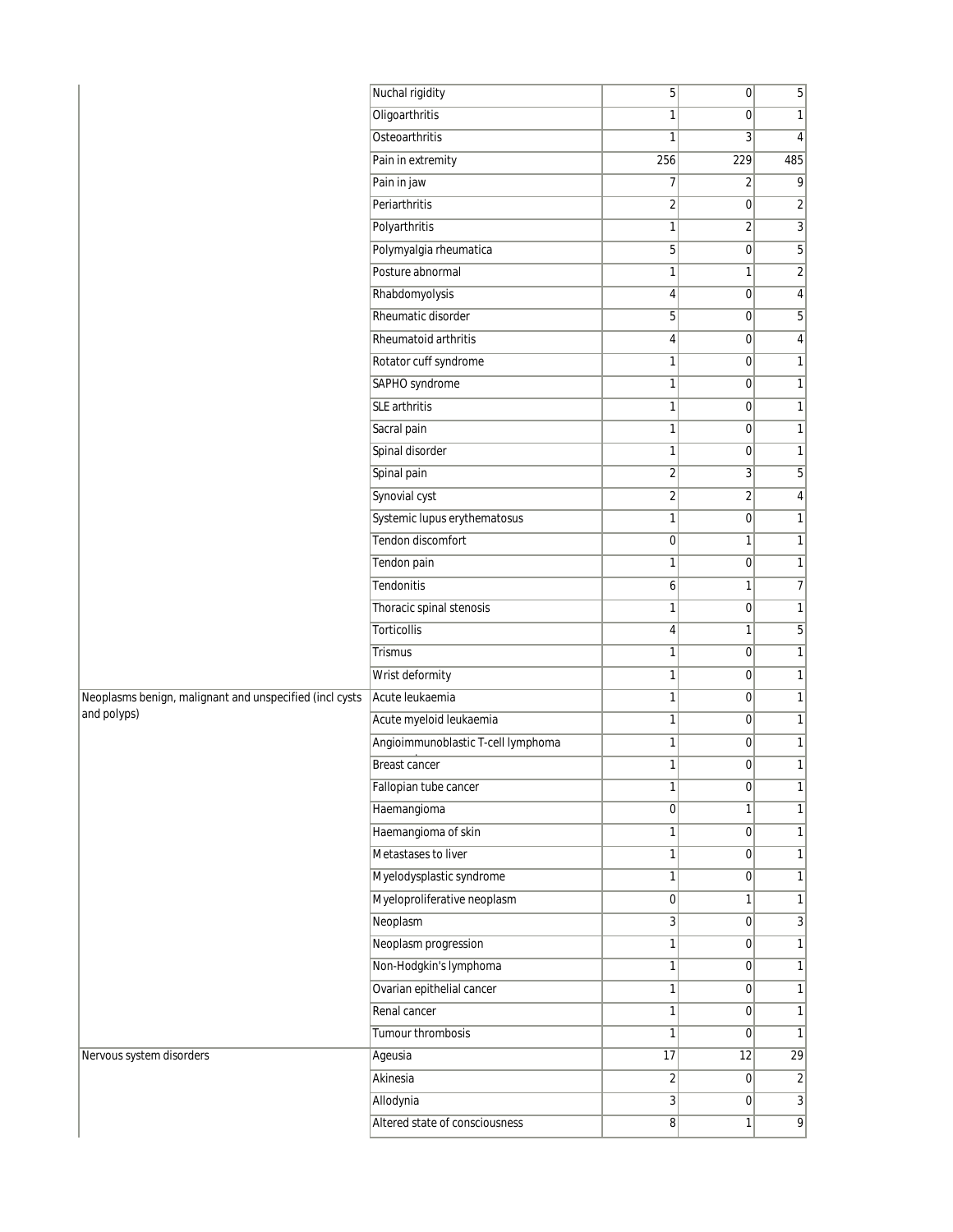| | | | | |
|---|---|---|---|---|
| | Nuchal rigidity | 5 | 0 | 5 |
| | Oligoarthritis | 1 | 0 | 1 |
| | Osteoarthritis | 1 | 3 | 4 |
| | Pain in extremity | 256 | 229 | 485 |
| | Pain in jaw | 7 | 2 | 9 |
| | Periarthritis | 2 | 0 | 2 |
| | Polyarthritis | 1 | 2 | 3 |
| | Polymyalgia rheumatica | 5 | 0 | 5 |
| | Posture abnormal | 1 | 1 | 2 |
| | Rhabdomyolysis | 4 | 0 | 4 |
| | Rheumatic disorder | 5 | 0 | 5 |
| | Rheumatoid arthritis | 4 | 0 | 4 |
| | Rotator cuff syndrome | 1 | 0 | 1 |
| | SAPHO syndrome | 1 | 0 | 1 |
| | SLE arthritis | 1 | 0 | 1 |
| | Sacral pain | 1 | 0 | 1 |
| | Spinal disorder | 1 | 0 | 1 |
| | Spinal pain | 2 | 3 | 5 |
| | Synovial cyst | 2 | 2 | 4 |
| | Systemic lupus erythematosus | 1 | 0 | 1 |
| | Tendon discomfort | 0 | 1 | 1 |
| | Tendon pain | 1 | 0 | 1 |
| | Tendonitis | 6 | 1 | 7 |
| | Thoracic spinal stenosis | 1 | 0 | 1 |
| | Torticollis | 4 | 1 | 5 |
| | Trismus | 1 | 0 | 1 |
| | Wrist deformity | 1 | 0 | 1 |
| Neoplasms benign, malignant and unspecified (incl cysts and polyps) | Acute leukaemia | 1 | 0 | 1 |
| | Acute myeloid leukaemia | 1 | 0 | 1 |
| | Angioimmunoblastic T-cell lymphoma | 1 | 0 | 1 |
| | Breast cancer | 1 | 0 | 1 |
| | Fallopian tube cancer | 1 | 0 | 1 |
| | Haemangioma | 0 | 1 | 1 |
| | Haemangioma of skin | 1 | 0 | 1 |
| | Metastases to liver | 1 | 0 | 1 |
| | Myelodysplastic syndrome | 1 | 0 | 1 |
| | Myeloproliferative neoplasm | 0 | 1 | 1 |
| | Neoplasm | 3 | 0 | 3 |
| | Neoplasm progression | 1 | 0 | 1 |
| | Non-Hodgkin's lymphoma | 1 | 0 | 1 |
| | Ovarian epithelial cancer | 1 | 0 | 1 |
| | Renal cancer | 1 | 0 | 1 |
| | Tumour thrombosis | 1 | 0 | 1 |
| Nervous system disorders | Ageusia | 17 | 12 | 29 |
| | Akinesia | 2 | 0 | 2 |
| | Allodynia | 3 | 0 | 3 |
| | Altered state of consciousness | 8 | 1 | 9 |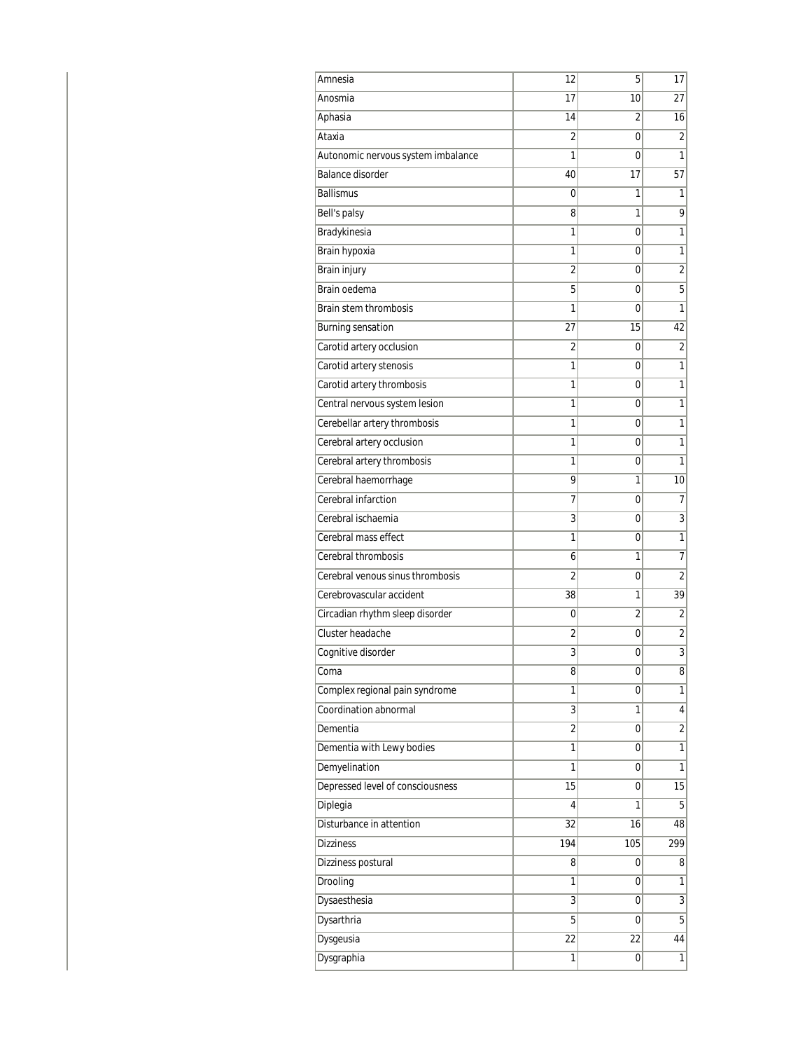| | | | |
|---|---|---|---|
| Amnesia | 12 | 5 | 17 |
| Anosmia | 17 | 10 | 27 |
| Aphasia | 14 | 2 | 16 |
| Ataxia | 2 | 0 | 2 |
| Autonomic nervous system imbalance | 1 | 0 | 1 |
| Balance disorder | 40 | 17 | 57 |
| Ballismus | 0 | 1 | 1 |
| Bell's palsy | 8 | 1 | 9 |
| Bradykinesia | 1 | 0 | 1 |
| Brain hypoxia | 1 | 0 | 1 |
| Brain injury | 2 | 0 | 2 |
| Brain oedema | 5 | 0 | 5 |
| Brain stem thrombosis | 1 | 0 | 1 |
| Burning sensation | 27 | 15 | 42 |
| Carotid artery occlusion | 2 | 0 | 2 |
| Carotid artery stenosis | 1 | 0 | 1 |
| Carotid artery thrombosis | 1 | 0 | 1 |
| Central nervous system lesion | 1 | 0 | 1 |
| Cerebellar artery thrombosis | 1 | 0 | 1 |
| Cerebral artery occlusion | 1 | 0 | 1 |
| Cerebral artery thrombosis | 1 | 0 | 1 |
| Cerebral haemorrhage | 9 | 1 | 10 |
| Cerebral infarction | 7 | 0 | 7 |
| Cerebral ischaemia | 3 | 0 | 3 |
| Cerebral mass effect | 1 | 0 | 1 |
| Cerebral thrombosis | 6 | 1 | 7 |
| Cerebral venous sinus thrombosis | 2 | 0 | 2 |
| Cerebrovascular accident | 38 | 1 | 39 |
| Circadian rhythm sleep disorder | 0 | 2 | 2 |
| Cluster headache | 2 | 0 | 2 |
| Cognitive disorder | 3 | 0 | 3 |
| Coma | 8 | 0 | 8 |
| Complex regional pain syndrome | 1 | 0 | 1 |
| Coordination abnormal | 3 | 1 | 4 |
| Dementia | 2 | 0 | 2 |
| Dementia with Lewy bodies | 1 | 0 | 1 |
| Demyelination | 1 | 0 | 1 |
| Depressed level of consciousness | 15 | 0 | 15 |
| Diplegia | 4 | 1 | 5 |
| Disturbance in attention | 32 | 16 | 48 |
| Dizziness | 194 | 105 | 299 |
| Dizziness postural | 8 | 0 | 8 |
| Drooling | 1 | 0 | 1 |
| Dysaesthesia | 3 | 0 | 3 |
| Dysarthria | 5 | 0 | 5 |
| Dysgeusia | 22 | 22 | 44 |
| Dysgraphia | 1 | 0 | 1 |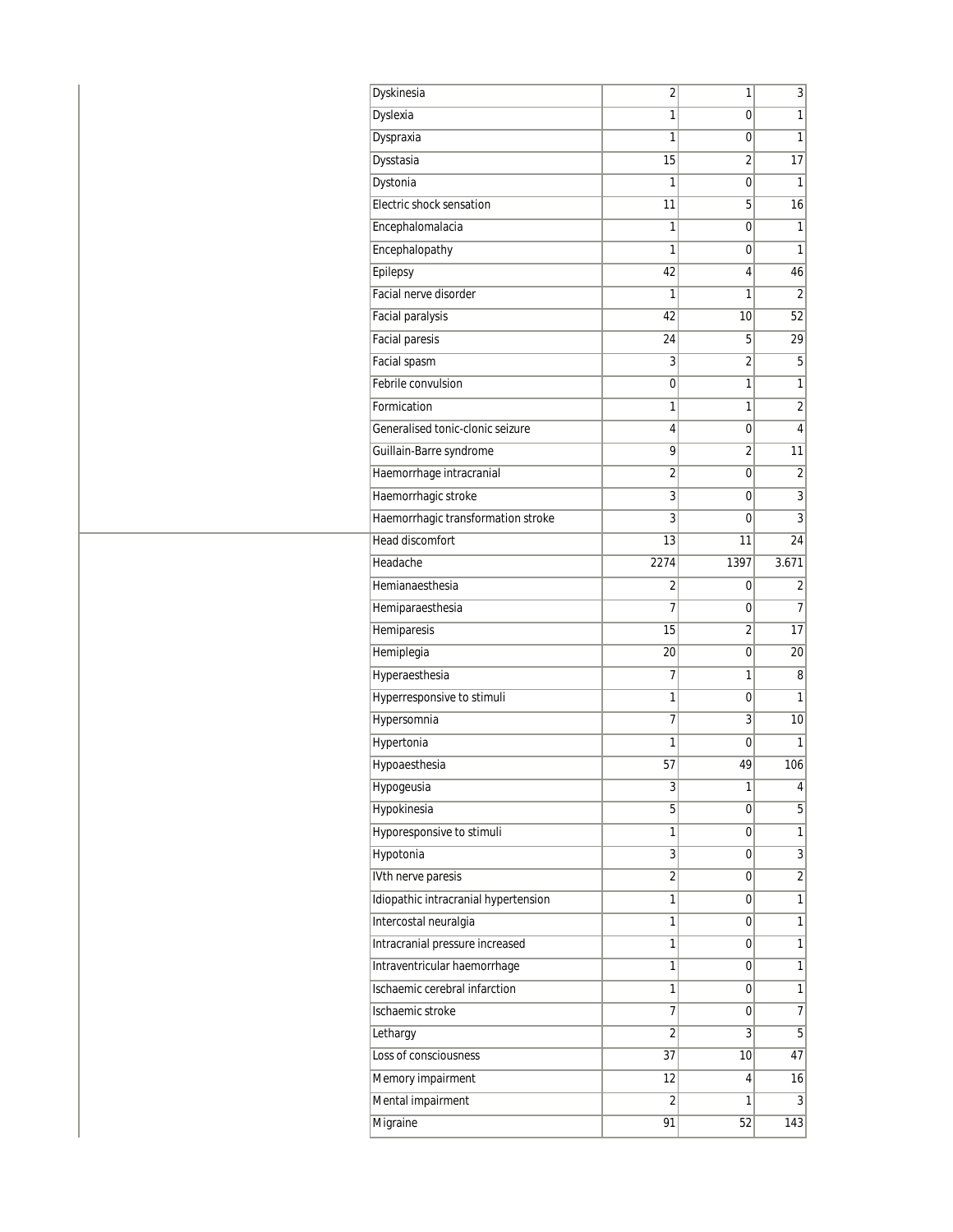| | | | | |
|---|---|---|---|---|
| | Dyskinesia | 2 | 1 | 3 |
| | Dyslexia | 1 | 0 | 1 |
| | Dyspraxia | 1 | 0 | 1 |
| | Dysstasia | 15 | 2 | 17 |
| | Dystonia | 1 | 0 | 1 |
| | Electric shock sensation | 11 | 5 | 16 |
| | Encephalomalacia | 1 | 0 | 1 |
| | Encephalopathy | 1 | 0 | 1 |
| | Epilepsy | 42 | 4 | 46 |
| | Facial nerve disorder | 1 | 1 | 2 |
| | Facial paralysis | 42 | 10 | 52 |
| | Facial paresis | 24 | 5 | 29 |
| | Facial spasm | 3 | 2 | 5 |
| | Febrile convulsion | 0 | 1 | 1 |
| | Formication | 1 | 1 | 2 |
| | Generalised tonic-clonic seizure | 4 | 0 | 4 |
| | Guillain-Barre syndrome | 9 | 2 | 11 |
| | Haemorrhage intracranial | 2 | 0 | 2 |
| | Haemorrhagic stroke | 3 | 0 | 3 |
| | Haemorrhagic transformation stroke | 3 | 0 | 3 |
| | Head discomfort | 13 | 11 | 24 |
| | Headache | 2274 | 1397 | 3.671 |
| | Hemianaesthesia | 2 | 0 | 2 |
| | Hemiparaesthesia | 7 | 0 | 7 |
| | Hemiparesis | 15 | 2 | 17 |
| | Hemiplegia | 20 | 0 | 20 |
| | Hyperaesthesia | 7 | 1 | 8 |
| | Hyperresponsive to stimuli | 1 | 0 | 1 |
| | Hypersomnia | 7 | 3 | 10 |
| | Hypertonia | 1 | 0 | 1 |
| | Hypoaesthesia | 57 | 49 | 106 |
| | Hypogeusia | 3 | 1 | 4 |
| | Hypokinesia | 5 | 0 | 5 |
| | Hyporesponsive to stimuli | 1 | 0 | 1 |
| | Hypotonia | 3 | 0 | 3 |
| | IVth nerve paresis | 2 | 0 | 2 |
| | Idiopathic intracranial hypertension | 1 | 0 | 1 |
| | Intercostal neuralgia | 1 | 0 | 1 |
| | Intracranial pressure increased | 1 | 0 | 1 |
| | Intraventricular haemorrhage | 1 | 0 | 1 |
| | Ischaemic cerebral infarction | 1 | 0 | 1 |
| | Ischaemic stroke | 7 | 0 | 7 |
| | Lethargy | 2 | 3 | 5 |
| | Loss of consciousness | 37 | 10 | 47 |
| | Memory impairment | 12 | 4 | 16 |
| | Mental impairment | 2 | 1 | 3 |
| | Migraine | 91 | 52 | 143 |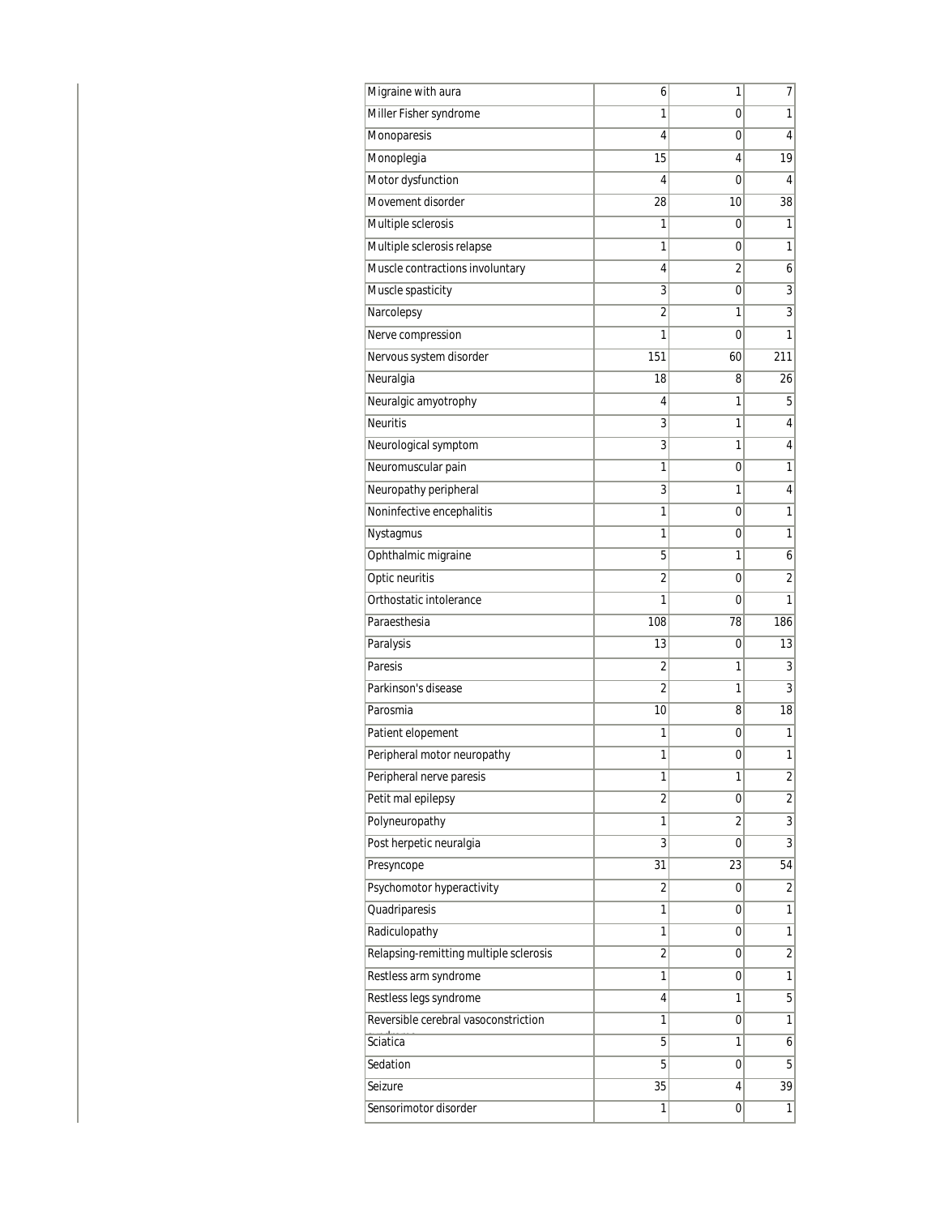| | | | |
|---|---|---|---|
| Migraine with aura | 6 | 1 | 7 |
| Miller Fisher syndrome | 1 | 0 | 1 |
| Monoparesis | 4 | 0 | 4 |
| Monoplegia | 15 | 4 | 19 |
| Motor dysfunction | 4 | 0 | 4 |
| Movement disorder | 28 | 10 | 38 |
| Multiple sclerosis | 1 | 0 | 1 |
| Multiple sclerosis relapse | 1 | 0 | 1 |
| Muscle contractions involuntary | 4 | 2 | 6 |
| Muscle spasticity | 3 | 0 | 3 |
| Narcolepsy | 2 | 1 | 3 |
| Nerve compression | 1 | 0 | 1 |
| Nervous system disorder | 151 | 60 | 211 |
| Neuralgia | 18 | 8 | 26 |
| Neuralgic amyotrophy | 4 | 1 | 5 |
| Neuritis | 3 | 1 | 4 |
| Neurological symptom | 3 | 1 | 4 |
| Neuromuscular pain | 1 | 0 | 1 |
| Neuropathy peripheral | 3 | 1 | 4 |
| Noninfective encephalitis | 1 | 0 | 1 |
| Nystagmus | 1 | 0 | 1 |
| Ophthalmic migraine | 5 | 1 | 6 |
| Optic neuritis | 2 | 0 | 2 |
| Orthostatic intolerance | 1 | 0 | 1 |
| Paraesthesia | 108 | 78 | 186 |
| Paralysis | 13 | 0 | 13 |
| Paresis | 2 | 1 | 3 |
| Parkinson's disease | 2 | 1 | 3 |
| Parosmia | 10 | 8 | 18 |
| Patient elopement | 1 | 0 | 1 |
| Peripheral motor neuropathy | 1 | 0 | 1 |
| Peripheral nerve paresis | 1 | 1 | 2 |
| Petit mal epilepsy | 2 | 0 | 2 |
| Polyneuropathy | 1 | 2 | 3 |
| Post herpetic neuralgia | 3 | 0 | 3 |
| Presyncope | 31 | 23 | 54 |
| Psychomotor hyperactivity | 2 | 0 | 2 |
| Quadriparesis | 1 | 0 | 1 |
| Radiculopathy | 1 | 0 | 1 |
| Relapsing-remitting multiple sclerosis | 2 | 0 | 2 |
| Restless arm syndrome | 1 | 0 | 1 |
| Restless legs syndrome | 4 | 1 | 5 |
| Reversible cerebral vasoconstriction syndrome | 1 | 0 | 1 |
| Sciatica | 5 | 1 | 6 |
| Sedation | 5 | 0 | 5 |
| Seizure | 35 | 4 | 39 |
| Sensorimotor disorder | 1 | 0 | 1 |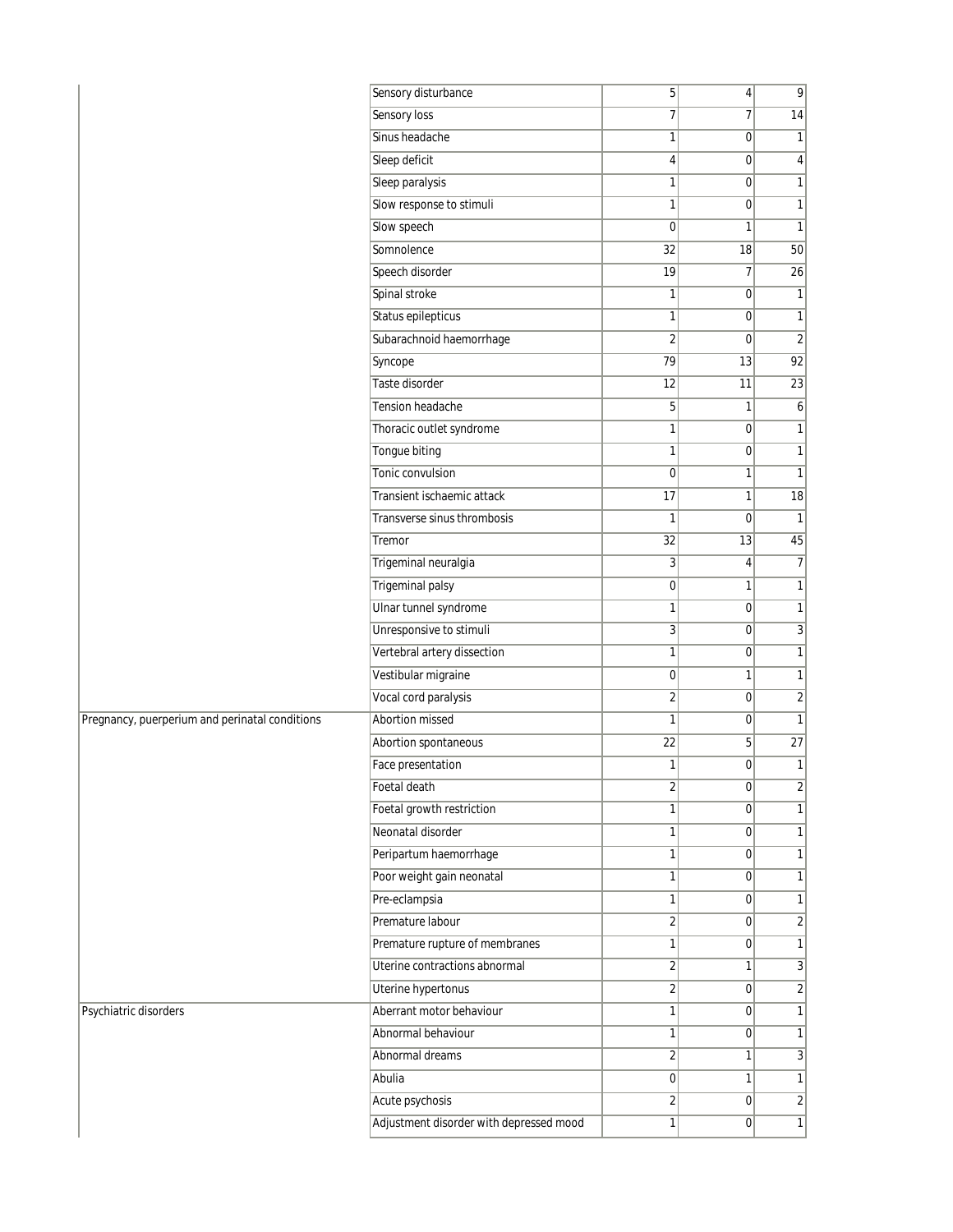| | | | | |
|---|---|---|---|---|
| | Sensory disturbance | 5 | 4 | 9 |
| | Sensory loss | 7 | 7 | 14 |
| | Sinus headache | 1 | 0 | 1 |
| | Sleep deficit | 4 | 0 | 4 |
| | Sleep paralysis | 1 | 0 | 1 |
| | Slow response to stimuli | 1 | 0 | 1 |
| | Slow speech | 0 | 1 | 1 |
| | Somnolence | 32 | 18 | 50 |
| | Speech disorder | 19 | 7 | 26 |
| | Spinal stroke | 1 | 0 | 1 |
| | Status epilepticus | 1 | 0 | 1 |
| | Subarachnoid haemorrhage | 2 | 0 | 2 |
| | Syncope | 79 | 13 | 92 |
| | Taste disorder | 12 | 11 | 23 |
| | Tension headache | 5 | 1 | 6 |
| | Thoracic outlet syndrome | 1 | 0 | 1 |
| | Tongue biting | 1 | 0 | 1 |
| | Tonic convulsion | 0 | 1 | 1 |
| | Transient ischaemic attack | 17 | 1 | 18 |
| | Transverse sinus thrombosis | 1 | 0 | 1 |
| | Tremor | 32 | 13 | 45 |
| | Trigeminal neuralgia | 3 | 4 | 7 |
| | Trigeminal palsy | 0 | 1 | 1 |
| | Ulnar tunnel syndrome | 1 | 0 | 1 |
| | Unresponsive to stimuli | 3 | 0 | 3 |
| | Vertebral artery dissection | 1 | 0 | 1 |
| | Vestibular migraine | 0 | 1 | 1 |
| | Vocal cord paralysis | 2 | 0 | 2 |
| Pregnancy, puerperium and perinatal conditions | Abortion missed | 1 | 0 | 1 |
| | Abortion spontaneous | 22 | 5 | 27 |
| | Face presentation | 1 | 0 | 1 |
| | Foetal death | 2 | 0 | 2 |
| | Foetal growth restriction | 1 | 0 | 1 |
| | Neonatal disorder | 1 | 0 | 1 |
| | Peripartum haemorrhage | 1 | 0 | 1 |
| | Poor weight gain neonatal | 1 | 0 | 1 |
| | Pre-eclampsia | 1 | 0 | 1 |
| | Premature labour | 2 | 0 | 2 |
| | Premature rupture of membranes | 1 | 0 | 1 |
| | Uterine contractions abnormal | 2 | 1 | 3 |
| | Uterine hypertonus | 2 | 0 | 2 |
| Psychiatric disorders | Aberrant motor behaviour | 1 | 0 | 1 |
| | Abnormal behaviour | 1 | 0 | 1 |
| | Abnormal dreams | 2 | 1 | 3 |
| | Abulia | 0 | 1 | 1 |
| | Acute psychosis | 2 | 0 | 2 |
| | Adjustment disorder with depressed mood | 1 | 0 | 1 |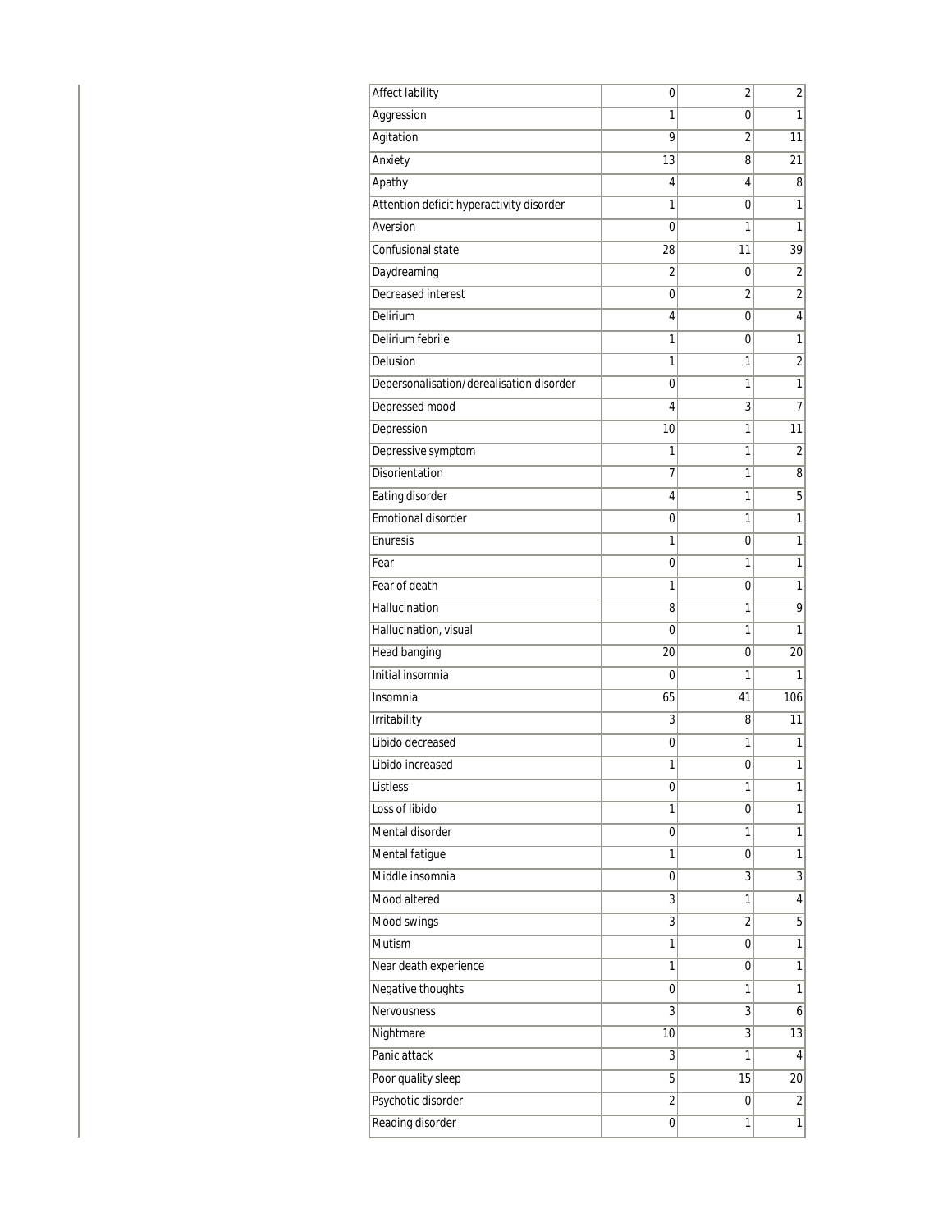| | | | |
|---|---|---|---|
| Affect lability | 0 | 2 | 2 |
| Aggression | 1 | 0 | 1 |
| Agitation | 9 | 2 | 11 |
| Anxiety | 13 | 8 | 21 |
| Apathy | 4 | 4 | 8 |
| Attention deficit hyperactivity disorder | 1 | 0 | 1 |
| Aversion | 0 | 1 | 1 |
| Confusional state | 28 | 11 | 39 |
| Daydreaming | 2 | 0 | 2 |
| Decreased interest | 0 | 2 | 2 |
| Delirium | 4 | 0 | 4 |
| Delirium febrile | 1 | 0 | 1 |
| Delusion | 1 | 1 | 2 |
| Depersonalisation/derealisation disorder | 0 | 1 | 1 |
| Depressed mood | 4 | 3 | 7 |
| Depression | 10 | 1 | 11 |
| Depressive symptom | 1 | 1 | 2 |
| Disorientation | 7 | 1 | 8 |
| Eating disorder | 4 | 1 | 5 |
| Emotional disorder | 0 | 1 | 1 |
| Enuresis | 1 | 0 | 1 |
| Fear | 0 | 1 | 1 |
| Fear of death | 1 | 0 | 1 |
| Hallucination | 8 | 1 | 9 |
| Hallucination, visual | 0 | 1 | 1 |
| Head banging | 20 | 0 | 20 |
| Initial insomnia | 0 | 1 | 1 |
| Insomnia | 65 | 41 | 106 |
| Irritability | 3 | 8 | 11 |
| Libido decreased | 0 | 1 | 1 |
| Libido increased | 1 | 0 | 1 |
| Listless | 0 | 1 | 1 |
| Loss of libido | 1 | 0 | 1 |
| Mental disorder | 0 | 1 | 1 |
| Mental fatigue | 1 | 0 | 1 |
| Middle insomnia | 0 | 3 | 3 |
| Mood altered | 3 | 1 | 4 |
| Mood swings | 3 | 2 | 5 |
| Mutism | 1 | 0 | 1 |
| Near death experience | 1 | 0 | 1 |
| Negative thoughts | 0 | 1 | 1 |
| Nervousness | 3 | 3 | 6 |
| Nightmare | 10 | 3 | 13 |
| Panic attack | 3 | 1 | 4 |
| Poor quality sleep | 5 | 15 | 20 |
| Psychotic disorder | 2 | 0 | 2 |
| Reading disorder | 0 | 1 | 1 |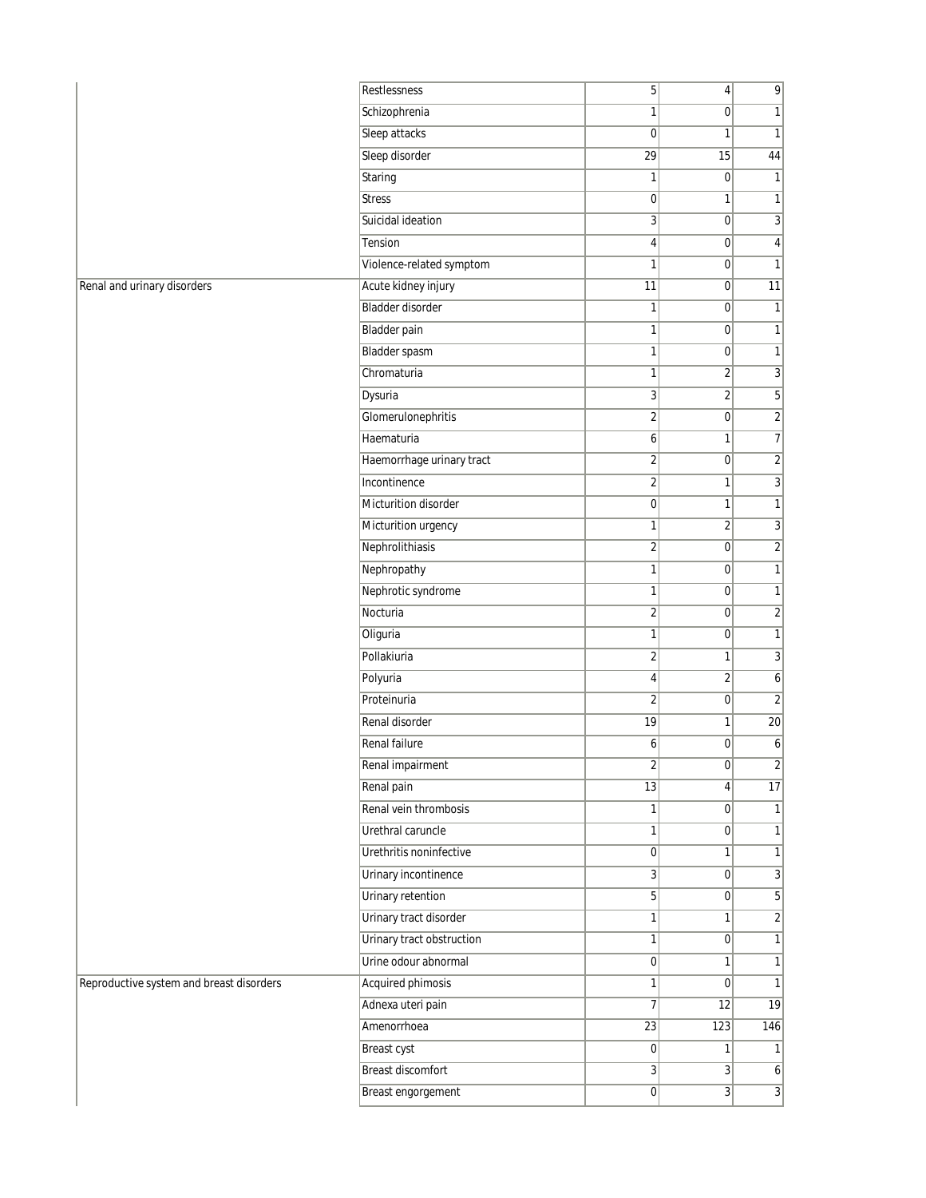| | | | | |
|---|---|---|---|---|
| | Restlessness | 5 | 4 | 9 |
| | Schizophrenia | 1 | 0 | 1 |
| | Sleep attacks | 0 | 1 | 1 |
| | Sleep disorder | 29 | 15 | 44 |
| | Staring | 1 | 0 | 1 |
| | Stress | 0 | 1 | 1 |
| | Suicidal ideation | 3 | 0 | 3 |
| | Tension | 4 | 0 | 4 |
| | Violence-related symptom | 1 | 0 | 1 |
| Renal and urinary disorders | Acute kidney injury | 11 | 0 | 11 |
| | Bladder disorder | 1 | 0 | 1 |
| | Bladder pain | 1 | 0 | 1 |
| | Bladder spasm | 1 | 0 | 1 |
| | Chromaturia | 1 | 2 | 3 |
| | Dysuria | 3 | 2 | 5 |
| | Glomerulonephritis | 2 | 0 | 2 |
| | Haematuria | 6 | 1 | 7 |
| | Haemorrhage urinary tract | 2 | 0 | 2 |
| | Incontinence | 2 | 1 | 3 |
| | Micturition disorder | 0 | 1 | 1 |
| | Micturition urgency | 1 | 2 | 3 |
| | Nephrolithiasis | 2 | 0 | 2 |
| | Nephropathy | 1 | 0 | 1 |
| | Nephrotic syndrome | 1 | 0 | 1 |
| | Nocturia | 2 | 0 | 2 |
| | Oliguria | 1 | 0 | 1 |
| | Pollakiuria | 2 | 1 | 3 |
| | Polyuria | 4 | 2 | 6 |
| | Proteinuria | 2 | 0 | 2 |
| | Renal disorder | 19 | 1 | 20 |
| | Renal failure | 6 | 0 | 6 |
| | Renal impairment | 2 | 0 | 2 |
| | Renal pain | 13 | 4 | 17 |
| | Renal vein thrombosis | 1 | 0 | 1 |
| | Urethral caruncle | 1 | 0 | 1 |
| | Urethritis noninfective | 0 | 1 | 1 |
| | Urinary incontinence | 3 | 0 | 3 |
| | Urinary retention | 5 | 0 | 5 |
| | Urinary tract disorder | 1 | 1 | 2 |
| | Urinary tract obstruction | 1 | 0 | 1 |
| | Urine odour abnormal | 0 | 1 | 1 |
| Reproductive system and breast disorders | Acquired phimosis | 1 | 0 | 1 |
| | Adnexa uteri pain | 7 | 12 | 19 |
| | Amenorrhoea | 23 | 123 | 146 |
| | Breast cyst | 0 | 1 | 1 |
| | Breast discomfort | 3 | 3 | 6 |
| | Breast engorgement | 0 | 3 | 3 |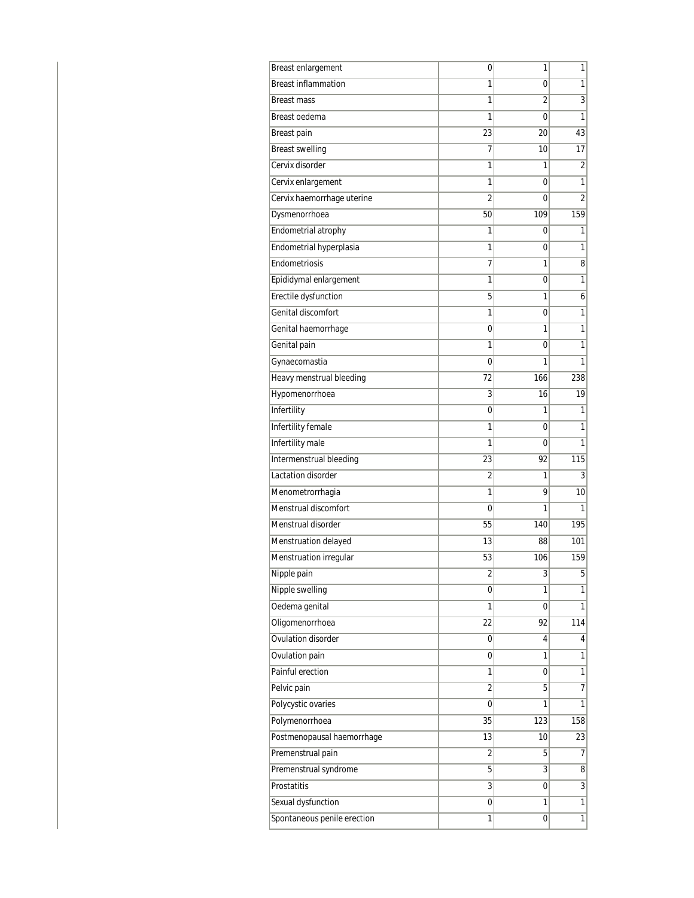| | | | |
|---|---|---|---|
| Breast enlargement | 0 | 1 | 1 |
| Breast inflammation | 1 | 0 | 1 |
| Breast mass | 1 | 2 | 3 |
| Breast oedema | 1 | 0 | 1 |
| Breast pain | 23 | 20 | 43 |
| Breast swelling | 7 | 10 | 17 |
| Cervix disorder | 1 | 1 | 2 |
| Cervix enlargement | 1 | 0 | 1 |
| Cervix haemorrhage uterine | 2 | 0 | 2 |
| Dysmenorrhoea | 50 | 109 | 159 |
| Endometrial atrophy | 1 | 0 | 1 |
| Endometrial hyperplasia | 1 | 0 | 1 |
| Endometriosis | 7 | 1 | 8 |
| Epididymal enlargement | 1 | 0 | 1 |
| Erectile dysfunction | 5 | 1 | 6 |
| Genital discomfort | 1 | 0 | 1 |
| Genital haemorrhage | 0 | 1 | 1 |
| Genital pain | 1 | 0 | 1 |
| Gynaecomastia | 0 | 1 | 1 |
| Heavy menstrual bleeding | 72 | 166 | 238 |
| Hypomenorrhoea | 3 | 16 | 19 |
| Infertility | 0 | 1 | 1 |
| Infertility female | 1 | 0 | 1 |
| Infertility male | 1 | 0 | 1 |
| Intermenstrual bleeding | 23 | 92 | 115 |
| Lactation disorder | 2 | 1 | 3 |
| Menometrorrhagia | 1 | 9 | 10 |
| Menstrual discomfort | 0 | 1 | 1 |
| Menstrual disorder | 55 | 140 | 195 |
| Menstruation delayed | 13 | 88 | 101 |
| Menstruation irregular | 53 | 106 | 159 |
| Nipple pain | 2 | 3 | 5 |
| Nipple swelling | 0 | 1 | 1 |
| Oedema genital | 1 | 0 | 1 |
| Oligomenorrhoea | 22 | 92 | 114 |
| Ovulation disorder | 0 | 4 | 4 |
| Ovulation pain | 0 | 1 | 1 |
| Painful erection | 1 | 0 | 1 |
| Pelvic pain | 2 | 5 | 7 |
| Polycystic ovaries | 0 | 1 | 1 |
| Polymenorrhoea | 35 | 123 | 158 |
| Postmenopausal haemorrhage | 13 | 10 | 23 |
| Premenstrual pain | 2 | 5 | 7 |
| Premenstrual syndrome | 5 | 3 | 8 |
| Prostatitis | 3 | 0 | 3 |
| Sexual dysfunction | 0 | 1 | 1 |
| Spontaneous penile erection | 1 | 0 | 1 |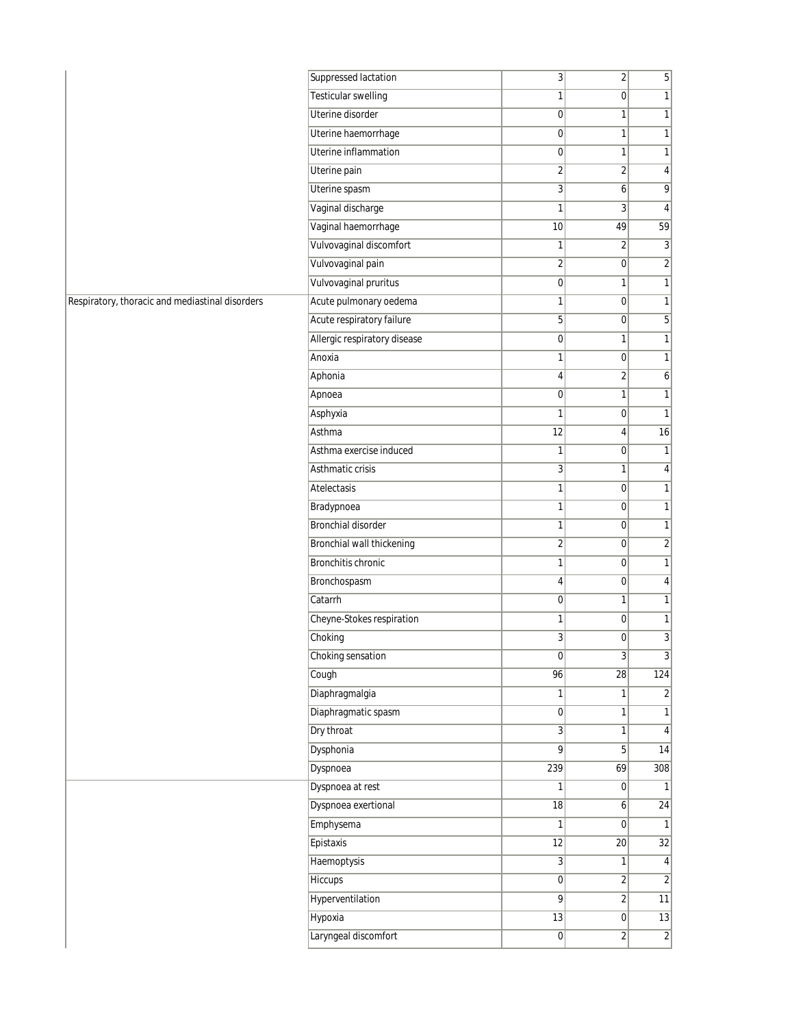| | | | | |
|---|---|---|---|---|
| | Suppressed lactation | 3 | 2 | 5 |
| | Testicular swelling | 1 | 0 | 1 |
| | Uterine disorder | 0 | 1 | 1 |
| | Uterine haemorrhage | 0 | 1 | 1 |
| | Uterine inflammation | 0 | 1 | 1 |
| | Uterine pain | 2 | 2 | 4 |
| | Uterine spasm | 3 | 6 | 9 |
| | Vaginal discharge | 1 | 3 | 4 |
| | Vaginal haemorrhage | 10 | 49 | 59 |
| | Vulvovaginal discomfort | 1 | 2 | 3 |
| | Vulvovaginal pain | 2 | 0 | 2 |
| | Vulvovaginal pruritus | 0 | 1 | 1 |
| Respiratory, thoracic and mediastinal disorders | Acute pulmonary oedema | 1 | 0 | 1 |
| | Acute respiratory failure | 5 | 0 | 5 |
| | Allergic respiratory disease | 0 | 1 | 1 |
| | Anoxia | 1 | 0 | 1 |
| | Aphonia | 4 | 2 | 6 |
| | Apnoea | 0 | 1 | 1 |
| | Asphyxia | 1 | 0 | 1 |
| | Asthma | 12 | 4 | 16 |
| | Asthma exercise induced | 1 | 0 | 1 |
| | Asthmatic crisis | 3 | 1 | 4 |
| | Atelectasis | 1 | 0 | 1 |
| | Bradypnoea | 1 | 0 | 1 |
| | Bronchial disorder | 1 | 0 | 1 |
| | Bronchial wall thickening | 2 | 0 | 2 |
| | Bronchitis chronic | 1 | 0 | 1 |
| | Bronchospasm | 4 | 0 | 4 |
| | Catarrh | 0 | 1 | 1 |
| | Cheyne-Stokes respiration | 1 | 0 | 1 |
| | Choking | 3 | 0 | 3 |
| | Choking sensation | 0 | 3 | 3 |
| | Cough | 96 | 28 | 124 |
| | Diaphragmalgia | 1 | 1 | 2 |
| | Diaphragmatic spasm | 0 | 1 | 1 |
| | Dry throat | 3 | 1 | 4 |
| | Dysphonia | 9 | 5 | 14 |
| | Dyspnoea | 239 | 69 | 308 |
| | Dyspnoea at rest | 1 | 0 | 1 |
| | Dyspnoea exertional | 18 | 6 | 24 |
| | Emphysema | 1 | 0 | 1 |
| | Epistaxis | 12 | 20 | 32 |
| | Haemoptysis | 3 | 1 | 4 |
| | Hiccups | 0 | 2 | 2 |
| | Hyperventilation | 9 | 2 | 11 |
| | Hypoxia | 13 | 0 | 13 |
| | Laryngeal discomfort | 0 | 2 | 2 |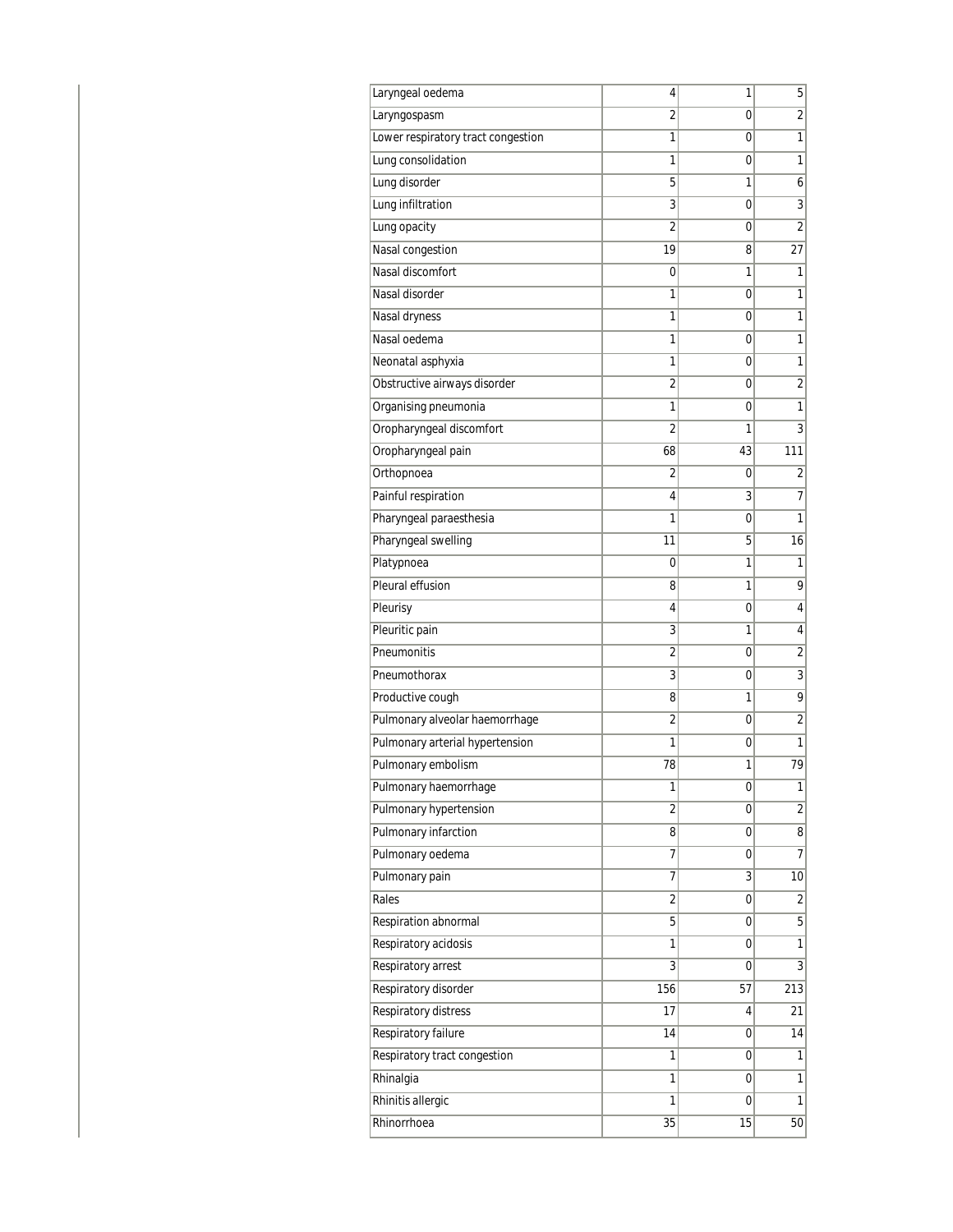| | | | |
|---|---|---|---|
| Laryngeal oedema | 4 | 1 | 5 |
| Laryngospasm | 2 | 0 | 2 |
| Lower respiratory tract congestion | 1 | 0 | 1 |
| Lung consolidation | 1 | 0 | 1 |
| Lung disorder | 5 | 1 | 6 |
| Lung infiltration | 3 | 0 | 3 |
| Lung opacity | 2 | 0 | 2 |
| Nasal congestion | 19 | 8 | 27 |
| Nasal discomfort | 0 | 1 | 1 |
| Nasal disorder | 1 | 0 | 1 |
| Nasal dryness | 1 | 0 | 1 |
| Nasal oedema | 1 | 0 | 1 |
| Neonatal asphyxia | 1 | 0 | 1 |
| Obstructive airways disorder | 2 | 0 | 2 |
| Organising pneumonia | 1 | 0 | 1 |
| Oropharyngeal discomfort | 2 | 1 | 3 |
| Oropharyngeal pain | 68 | 43 | 111 |
| Orthopnoea | 2 | 0 | 2 |
| Painful respiration | 4 | 3 | 7 |
| Pharyngeal paraesthesia | 1 | 0 | 1 |
| Pharyngeal swelling | 11 | 5 | 16 |
| Platypnoea | 0 | 1 | 1 |
| Pleural effusion | 8 | 1 | 9 |
| Pleurisy | 4 | 0 | 4 |
| Pleuritic pain | 3 | 1 | 4 |
| Pneumonitis | 2 | 0 | 2 |
| Pneumothorax | 3 | 0 | 3 |
| Productive cough | 8 | 1 | 9 |
| Pulmonary alveolar haemorrhage | 2 | 0 | 2 |
| Pulmonary arterial hypertension | 1 | 0 | 1 |
| Pulmonary embolism | 78 | 1 | 79 |
| Pulmonary haemorrhage | 1 | 0 | 1 |
| Pulmonary hypertension | 2 | 0 | 2 |
| Pulmonary infarction | 8 | 0 | 8 |
| Pulmonary oedema | 7 | 0 | 7 |
| Pulmonary pain | 7 | 3 | 10 |
| Rales | 2 | 0 | 2 |
| Respiration abnormal | 5 | 0 | 5 |
| Respiratory acidosis | 1 | 0 | 1 |
| Respiratory arrest | 3 | 0 | 3 |
| Respiratory disorder | 156 | 57 | 213 |
| Respiratory distress | 17 | 4 | 21 |
| Respiratory failure | 14 | 0 | 14 |
| Respiratory tract congestion | 1 | 0 | 1 |
| Rhinalgia | 1 | 0 | 1 |
| Rhinitis allergic | 1 | 0 | 1 |
| Rhinorrhoea | 35 | 15 | 50 |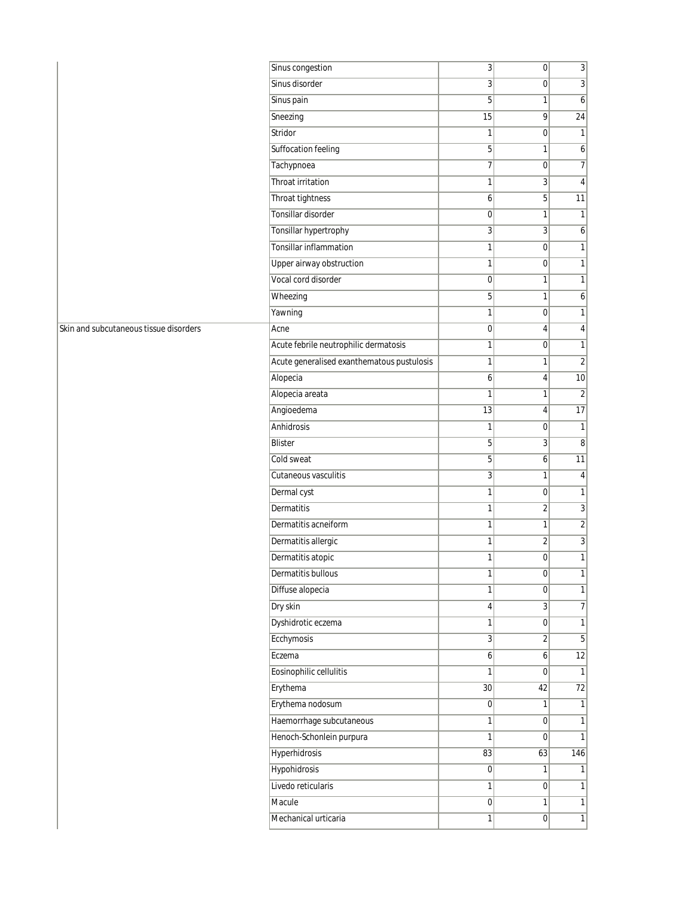| | | | | |
|---|---|---|---|---|
| | Sinus congestion | 3 | 0 | 3 |
| | Sinus disorder | 3 | 0 | 3 |
| | Sinus pain | 5 | 1 | 6 |
| | Sneezing | 15 | 9 | 24 |
| | Stridor | 1 | 0 | 1 |
| | Suffocation feeling | 5 | 1 | 6 |
| | Tachypnoea | 7 | 0 | 7 |
| | Throat irritation | 1 | 3 | 4 |
| | Throat tightness | 6 | 5 | 11 |
| | Tonsillar disorder | 0 | 1 | 1 |
| | Tonsillar hypertrophy | 3 | 3 | 6 |
| | Tonsillar inflammation | 1 | 0 | 1 |
| | Upper airway obstruction | 1 | 0 | 1 |
| | Vocal cord disorder | 0 | 1 | 1 |
| | Wheezing | 5 | 1 | 6 |
| | Yawning | 1 | 0 | 1 |
| Skin and subcutaneous tissue disorders | Acne | 0 | 4 | 4 |
| | Acute febrile neutrophilic dermatosis | 1 | 0 | 1 |
| | Acute generalised exanthematous pustulosis | 1 | 1 | 2 |
| | Alopecia | 6 | 4 | 10 |
| | Alopecia areata | 1 | 1 | 2 |
| | Angioedema | 13 | 4 | 17 |
| | Anhidrosis | 1 | 0 | 1 |
| | Blister | 5 | 3 | 8 |
| | Cold sweat | 5 | 6 | 11 |
| | Cutaneous vasculitis | 3 | 1 | 4 |
| | Dermal cyst | 1 | 0 | 1 |
| | Dermatitis | 1 | 2 | 3 |
| | Dermatitis acneiform | 1 | 1 | 2 |
| | Dermatitis allergic | 1 | 2 | 3 |
| | Dermatitis atopic | 1 | 0 | 1 |
| | Dermatitis bullous | 1 | 0 | 1 |
| | Diffuse alopecia | 1 | 0 | 1 |
| | Dry skin | 4 | 3 | 7 |
| | Dyshidrotic eczema | 1 | 0 | 1 |
| | Ecchymosis | 3 | 2 | 5 |
| | Eczema | 6 | 6 | 12 |
| | Eosinophilic cellulitis | 1 | 0 | 1 |
| | Erythema | 30 | 42 | 72 |
| | Erythema nodosum | 0 | 1 | 1 |
| | Haemorrhage subcutaneous | 1 | 0 | 1 |
| | Henoch-Schonlein purpura | 1 | 0 | 1 |
| | Hyperhidrosis | 83 | 63 | 146 |
| | Hypohidrosis | 0 | 1 | 1 |
| | Livedo reticularis | 1 | 0 | 1 |
| | Macule | 0 | 1 | 1 |
| | Mechanical urticaria | 1 | 0 | 1 |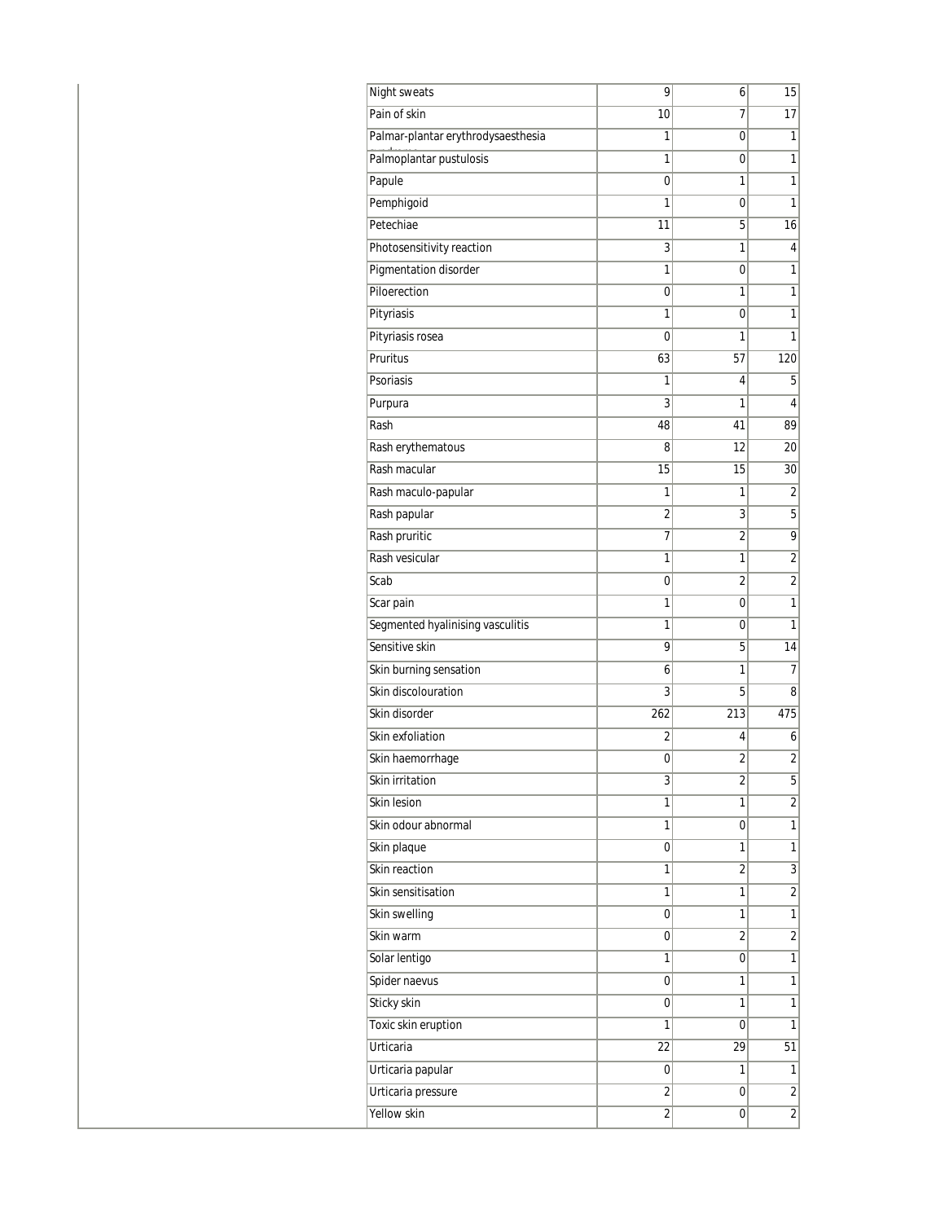| | | | | |
|---|---|---|---|---|
| | Night sweats | 9 | 6 | 15 |
| | Pain of skin | 10 | 7 | 17 |
| | Palmar-plantar erythrodysaesthesia | 1 | 0 | 1 |
| | Palmoplantar pustulosis | 1 | 0 | 1 |
| | Papule | 0 | 1 | 1 |
| | Pemphigoid | 1 | 0 | 1 |
| | Petechiae | 11 | 5 | 16 |
| | Photosensitivity reaction | 3 | 1 | 4 |
| | Pigmentation disorder | 1 | 0 | 1 |
| | Piloerection | 0 | 1 | 1 |
| | Pityriasis | 1 | 0 | 1 |
| | Pityriasis rosea | 0 | 1 | 1 |
| | Pruritus | 63 | 57 | 120 |
| | Psoriasis | 1 | 4 | 5 |
| | Purpura | 3 | 1 | 4 |
| | Rash | 48 | 41 | 89 |
| | Rash erythematous | 8 | 12 | 20 |
| | Rash macular | 15 | 15 | 30 |
| | Rash maculo-papular | 1 | 1 | 2 |
| | Rash papular | 2 | 3 | 5 |
| | Rash pruritic | 7 | 2 | 9 |
| | Rash vesicular | 1 | 1 | 2 |
| | Scab | 0 | 2 | 2 |
| | Scar pain | 1 | 0 | 1 |
| | Segmented hyalinising vasculitis | 1 | 0 | 1 |
| | Sensitive skin | 9 | 5 | 14 |
| | Skin burning sensation | 6 | 1 | 7 |
| | Skin discolouration | 3 | 5 | 8 |
| | Skin disorder | 262 | 213 | 475 |
| | Skin exfoliation | 2 | 4 | 6 |
| | Skin haemorrhage | 0 | 2 | 2 |
| | Skin irritation | 3 | 2 | 5 |
| | Skin lesion | 1 | 1 | 2 |
| | Skin odour abnormal | 1 | 0 | 1 |
| | Skin plaque | 0 | 1 | 1 |
| | Skin reaction | 1 | 2 | 3 |
| | Skin sensitisation | 1 | 1 | 2 |
| | Skin swelling | 0 | 1 | 1 |
| | Skin warm | 0 | 2 | 2 |
| | Solar lentigo | 1 | 0 | 1 |
| | Spider naevus | 0 | 1 | 1 |
| | Sticky skin | 0 | 1 | 1 |
| | Toxic skin eruption | 1 | 0 | 1 |
| | Urticaria | 22 | 29 | 51 |
| | Urticaria papular | 0 | 1 | 1 |
| | Urticaria pressure | 2 | 0 | 2 |
| | Yellow skin | 2 | 0 | 2 |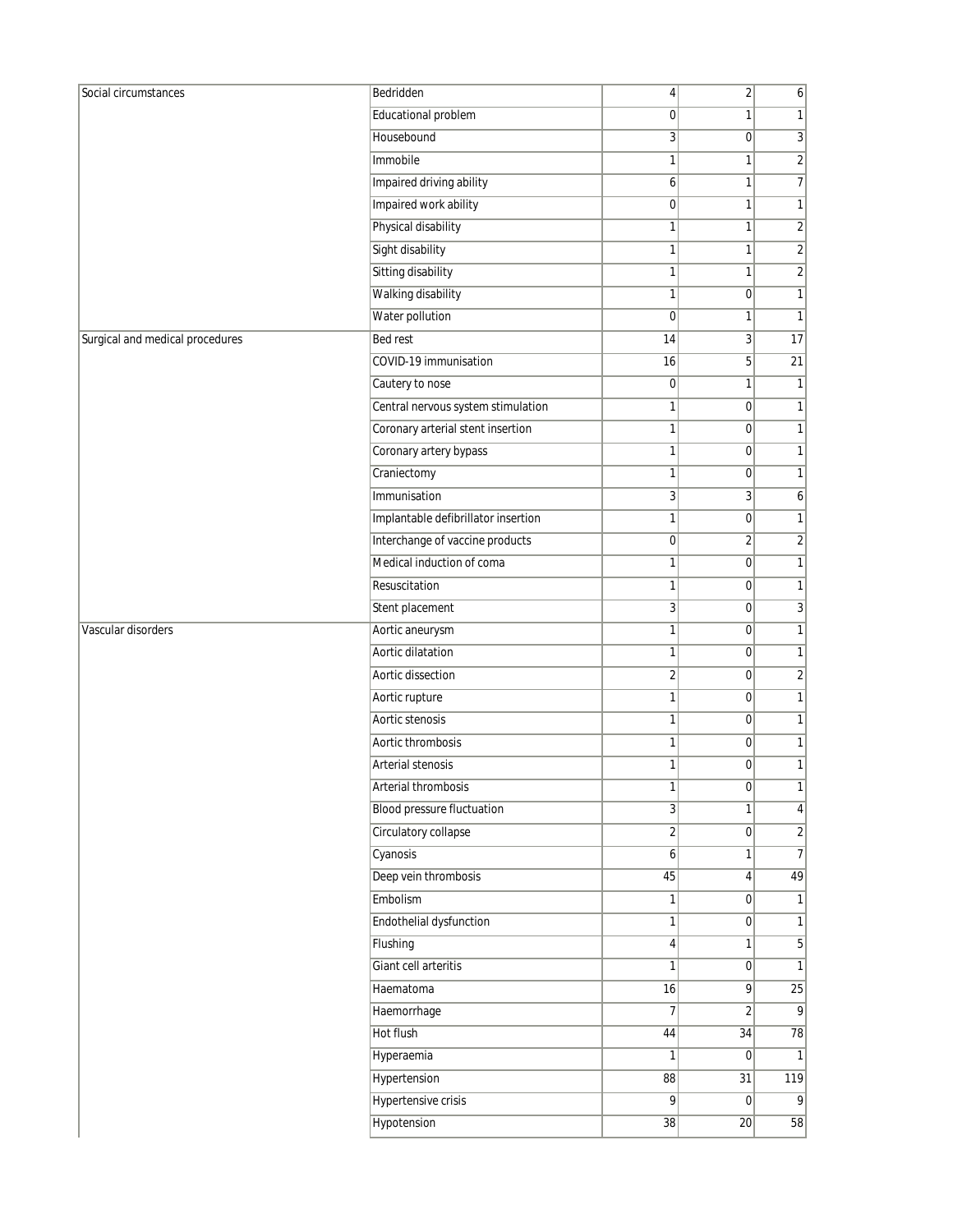| | | | | |
|---|---|---|---|---|
| Social circumstances | Bedridden | 4 | 2 | 6 |
| | Educational problem | 0 | 1 | 1 |
| | Housebound | 3 | 0 | 3 |
| | Immobile | 1 | 1 | 2 |
| | Impaired driving ability | 6 | 1 | 7 |
| | Impaired work ability | 0 | 1 | 1 |
| | Physical disability | 1 | 1 | 2 |
| | Sight disability | 1 | 1 | 2 |
| | Sitting disability | 1 | 1 | 2 |
| | Walking disability | 1 | 0 | 1 |
| | Water pollution | 0 | 1 | 1 |
| Surgical and medical procedures | Bed rest | 14 | 3 | 17 |
| | COVID-19 immunisation | 16 | 5 | 21 |
| | Cautery to nose | 0 | 1 | 1 |
| | Central nervous system stimulation | 1 | 0 | 1 |
| | Coronary arterial stent insertion | 1 | 0 | 1 |
| | Coronary artery bypass | 1 | 0 | 1 |
| | Craniectomy | 1 | 0 | 1 |
| | Immunisation | 3 | 3 | 6 |
| | Implantable defibrillator insertion | 1 | 0 | 1 |
| | Interchange of vaccine products | 0 | 2 | 2 |
| | Medical induction of coma | 1 | 0 | 1 |
| | Resuscitation | 1 | 0 | 1 |
| | Stent placement | 3 | 0 | 3 |
| Vascular disorders | Aortic aneurysm | 1 | 0 | 1 |
| | Aortic dilatation | 1 | 0 | 1 |
| | Aortic dissection | 2 | 0 | 2 |
| | Aortic rupture | 1 | 0 | 1 |
| | Aortic stenosis | 1 | 0 | 1 |
| | Aortic thrombosis | 1 | 0 | 1 |
| | Arterial stenosis | 1 | 0 | 1 |
| | Arterial thrombosis | 1 | 0 | 1 |
| | Blood pressure fluctuation | 3 | 1 | 4 |
| | Circulatory collapse | 2 | 0 | 2 |
| | Cyanosis | 6 | 1 | 7 |
| | Deep vein thrombosis | 45 | 4 | 49 |
| | Embolism | 1 | 0 | 1 |
| | Endothelial dysfunction | 1 | 0 | 1 |
| | Flushing | 4 | 1 | 5 |
| | Giant cell arteritis | 1 | 0 | 1 |
| | Haematoma | 16 | 9 | 25 |
| | Haemorrhage | 7 | 2 | 9 |
| | Hot flush | 44 | 34 | 78 |
| | Hyperaemia | 1 | 0 | 1 |
| | Hypertension | 88 | 31 | 119 |
| | Hypertensive crisis | 9 | 0 | 9 |
| | Hypotension | 38 | 20 | 58 |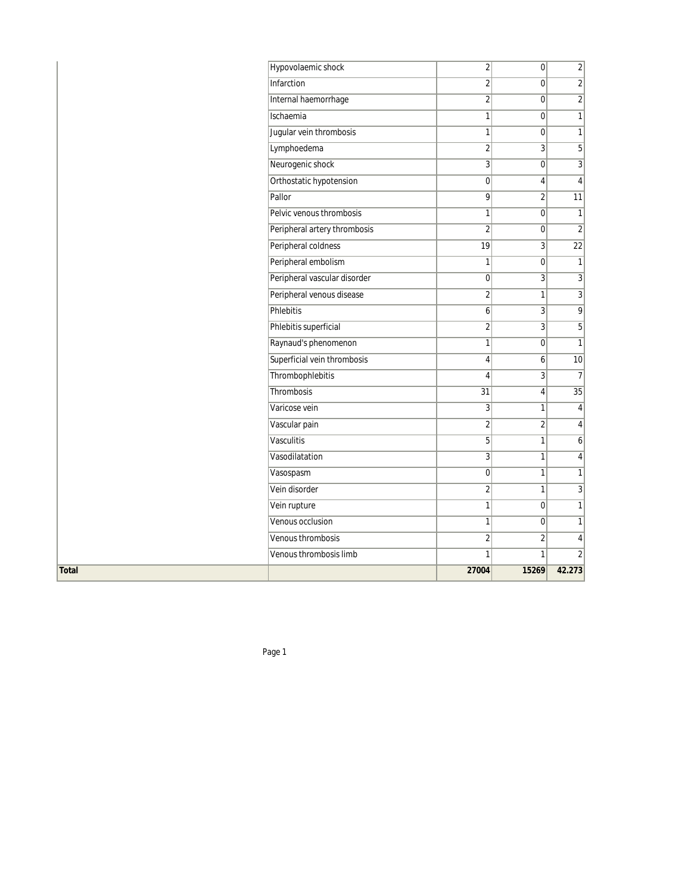| | | | | |
|---|---|---|---|---|
| | Hypovolaemic shock | 2 | 0 | 2 |
| | Infarction | 2 | 0 | 2 |
| | Internal haemorrhage | 2 | 0 | 2 |
| | Ischaemia | 1 | 0 | 1 |
| | Jugular vein thrombosis | 1 | 0 | 1 |
| | Lymphoedema | 2 | 3 | 5 |
| | Neurogenic shock | 3 | 0 | 3 |
| | Orthostatic hypotension | 0 | 4 | 4 |
| | Pallor | 9 | 2 | 11 |
| | Pelvic venous thrombosis | 1 | 0 | 1 |
| | Peripheral artery thrombosis | 2 | 0 | 2 |
| | Peripheral coldness | 19 | 3 | 22 |
| | Peripheral embolism | 1 | 0 | 1 |
| | Peripheral vascular disorder | 0 | 3 | 3 |
| | Peripheral venous disease | 2 | 1 | 3 |
| | Phlebitis | 6 | 3 | 9 |
| | Phlebitis superficial | 2 | 3 | 5 |
| | Raynaud's phenomenon | 1 | 0 | 1 |
| | Superficial vein thrombosis | 4 | 6 | 10 |
| | Thrombophlebitis | 4 | 3 | 7 |
| | Thrombosis | 31 | 4 | 35 |
| | Varicose vein | 3 | 1 | 4 |
| | Vascular pain | 2 | 2 | 4 |
| | Vasculitis | 5 | 1 | 6 |
| | Vasodilatation | 3 | 1 | 4 |
| | Vasospasm | 0 | 1 | 1 |
| | Vein disorder | 2 | 1 | 3 |
| | Vein rupture | 1 | 0 | 1 |
| | Venous occlusion | 1 | 0 | 1 |
| | Venous thrombosis | 2 | 2 | 4 |
| | Venous thrombosis limb | 1 | 1 | 2 |
| **Total** | | **27004** | **15269** | **42.273** |